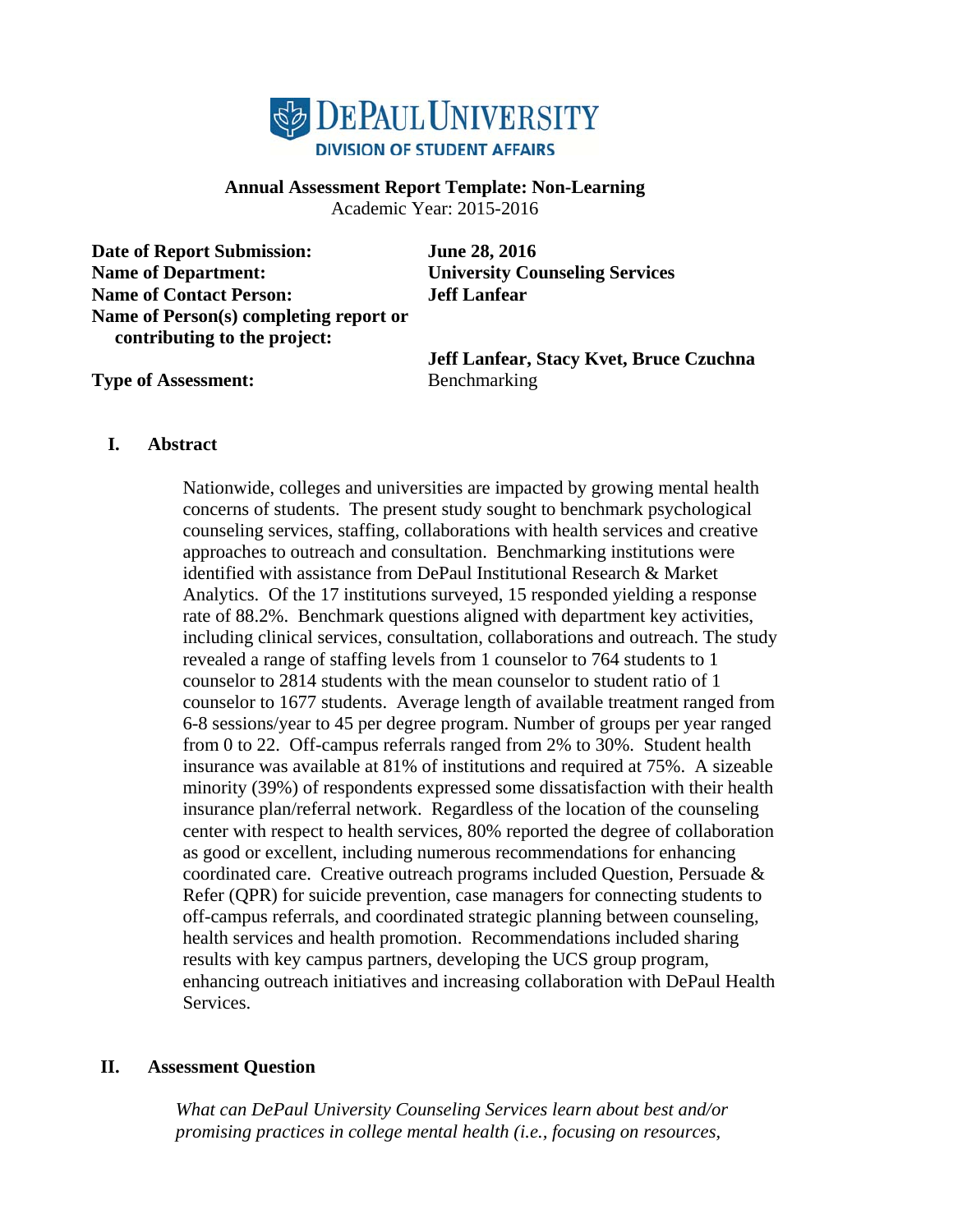**DEPAUL UNIVERSITY**
**DIVISION OF STUDENT AFFAIRS**

**Annual Assessment Report Template: Non-Learning**
Academic Year: 2015-2016

**Date of Report Submission:** **June 28, 2016**
**Name of Department:** **University Counseling Services**
**Name of Contact Person:** **Jeff Lanfear**
**Name of Person(s) completing report or contributing to the project:** **Jeff Lanfear, Stacy Kvet, Bruce Czuchna**
**Type of Assessment:** Benchmarking

## I. Abstract

Nationwide, colleges and universities are impacted by growing mental health concerns of students. The present study sought to benchmark psychological counseling services, staffing, collaborations with health services and creative approaches to outreach and consultation. Benchmarking institutions were identified with assistance from DePaul Institutional Research & Market Analytics. Of the 17 institutions surveyed, 15 responded yielding a response rate of 88.2%. Benchmark questions aligned with department key activities, including clinical services, consultation, collaborations and outreach. The study revealed a range of staffing levels from 1 counselor to 764 students to 1 counselor to 2814 students with the mean counselor to student ratio of 1 counselor to 1677 students. Average length of available treatment ranged from 6-8 sessions/year to 45 per degree program. Number of groups per year ranged from 0 to 22. Off-campus referrals ranged from 2% to 30%. Student health insurance was available at 81% of institutions and required at 75%. A sizeable minority (39%) of respondents expressed some dissatisfaction with their health insurance plan/referral network. Regardless of the location of the counseling center with respect to health services, 80% reported the degree of collaboration as good or excellent, including numerous recommendations for enhancing coordinated care. Creative outreach programs included Question, Persuade & Refer (QPR) for suicide prevention, case managers for connecting students to off-campus referrals, and coordinated strategic planning between counseling, health services and health promotion. Recommendations included sharing results with key campus partners, developing the UCS group program, enhancing outreach initiatives and increasing collaboration with DePaul Health Services.

## II. Assessment Question

*What can DePaul University Counseling Services learn about best and/or promising practices in college mental health (i.e., focusing on resources,*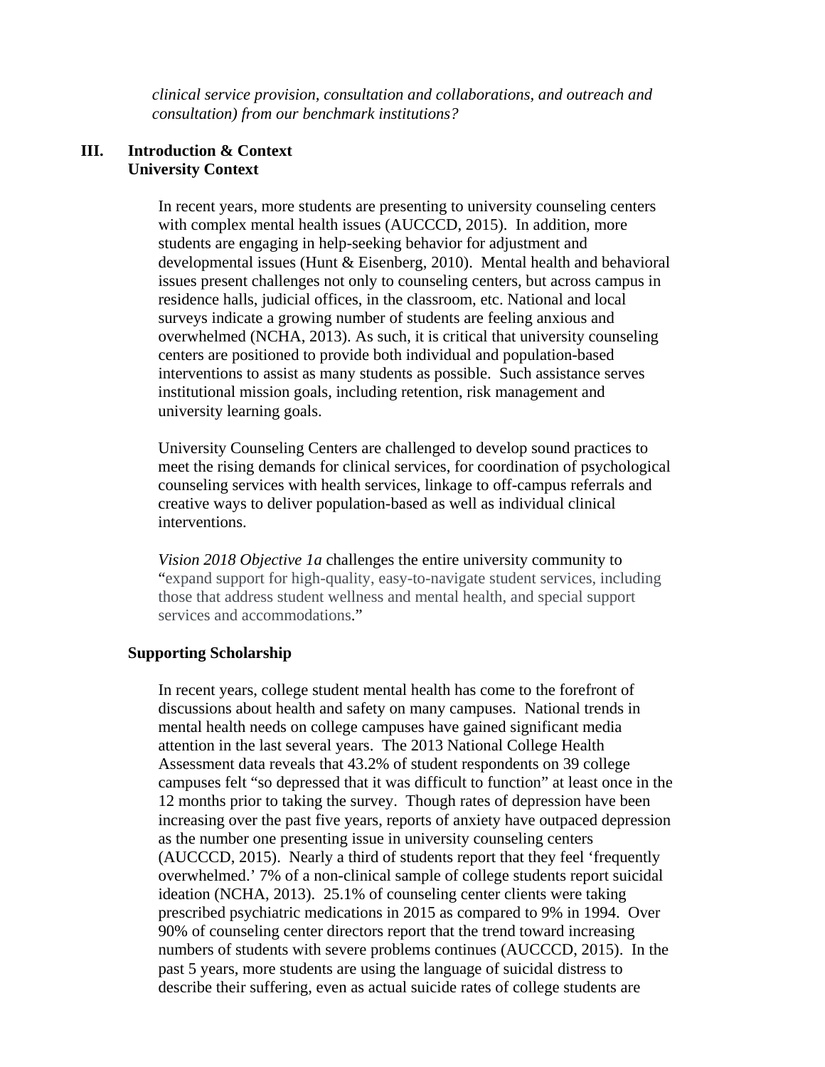*clinical service provision, consultation and collaborations, and outreach and consultation) from our benchmark institutions?*

## III. Introduction & Context

### University Context

In recent years, more students are presenting to university counseling centers with complex mental health issues (AUCCCD, 2015). In addition, more students are engaging in help-seeking behavior for adjustment and developmental issues (Hunt & Eisenberg, 2010). Mental health and behavioral issues present challenges not only to counseling centers, but across campus in residence halls, judicial offices, in the classroom, etc. National and local surveys indicate a growing number of students are feeling anxious and overwhelmed (NCHA, 2013). As such, it is critical that university counseling centers are positioned to provide both individual and population-based interventions to assist as many students as possible. Such assistance serves institutional mission goals, including retention, risk management and university learning goals.

University Counseling Centers are challenged to develop sound practices to meet the rising demands for clinical services, for coordination of psychological counseling services with health services, linkage to off-campus referrals and creative ways to deliver population-based as well as individual clinical interventions.

*Vision 2018 Objective 1a* challenges the entire university community to "expand support for high-quality, easy-to-navigate student services, including those that address student wellness and mental health, and special support services and accommodations."

### Supporting Scholarship

In recent years, college student mental health has come to the forefront of discussions about health and safety on many campuses. National trends in mental health needs on college campuses have gained significant media attention in the last several years. The 2013 National College Health Assessment data reveals that 43.2% of student respondents on 39 college campuses felt "so depressed that it was difficult to function" at least once in the 12 months prior to taking the survey. Though rates of depression have been increasing over the past five years, reports of anxiety have outpaced depression as the number one presenting issue in university counseling centers (AUCCCD, 2015). Nearly a third of students report that they feel 'frequently overwhelmed.' 7% of a non-clinical sample of college students report suicidal ideation (NCHA, 2013). 25.1% of counseling center clients were taking prescribed psychiatric medications in 2015 as compared to 9% in 1994. Over 90% of counseling center directors report that the trend toward increasing numbers of students with severe problems continues (AUCCCD, 2015). In the past 5 years, more students are using the language of suicidal distress to describe their suffering, even as actual suicide rates of college students are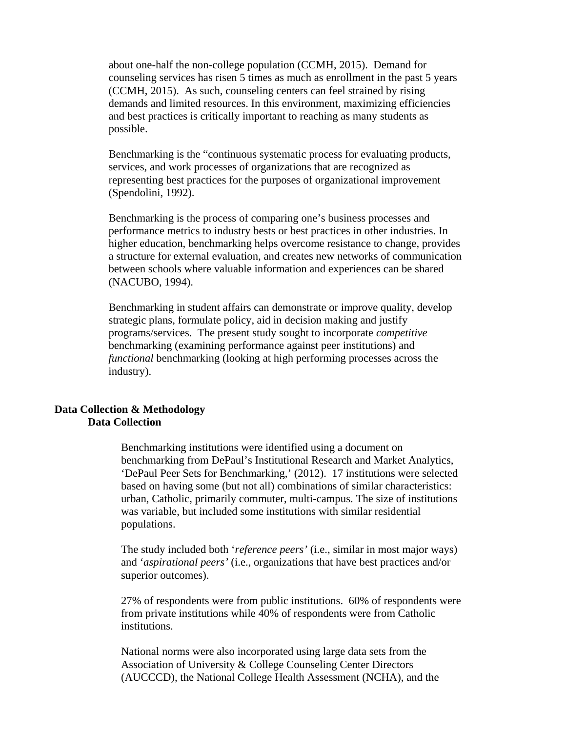about one-half the non-college population (CCMH, 2015). Demand for counseling services has risen 5 times as much as enrollment in the past 5 years (CCMH, 2015). As such, counseling centers can feel strained by rising demands and limited resources. In this environment, maximizing efficiencies and best practices is critically important to reaching as many students as possible.

Benchmarking is the "continuous systematic process for evaluating products, services, and work processes of organizations that are recognized as representing best practices for the purposes of organizational improvement (Spendolini, 1992).

Benchmarking is the process of comparing one's business processes and performance metrics to industry bests or best practices in other industries. In higher education, benchmarking helps overcome resistance to change, provides a structure for external evaluation, and creates new networks of communication between schools where valuable information and experiences can be shared (NACUBO, 1994).

Benchmarking in student affairs can demonstrate or improve quality, develop strategic plans, formulate policy, aid in decision making and justify programs/services. The present study sought to incorporate *competitive* benchmarking (examining performance against peer institutions) and *functional* benchmarking (looking at high performing processes across the industry).

## Data Collection & Methodology

### Data Collection

Benchmarking institutions were identified using a document on benchmarking from DePaul's Institutional Research and Market Analytics, 'DePaul Peer Sets for Benchmarking,' (2012). 17 institutions were selected based on having some (but not all) combinations of similar characteristics: urban, Catholic, primarily commuter, multi-campus. The size of institutions was variable, but included some institutions with similar residential populations.

The study included both '*reference peers'* (i.e., similar in most major ways) and '*aspirational peers'* (i.e., organizations that have best practices and/or superior outcomes).

27% of respondents were from public institutions. 60% of respondents were from private institutions while 40% of respondents were from Catholic institutions.

National norms were also incorporated using large data sets from the Association of University & College Counseling Center Directors (AUCCCD), the National College Health Assessment (NCHA), and the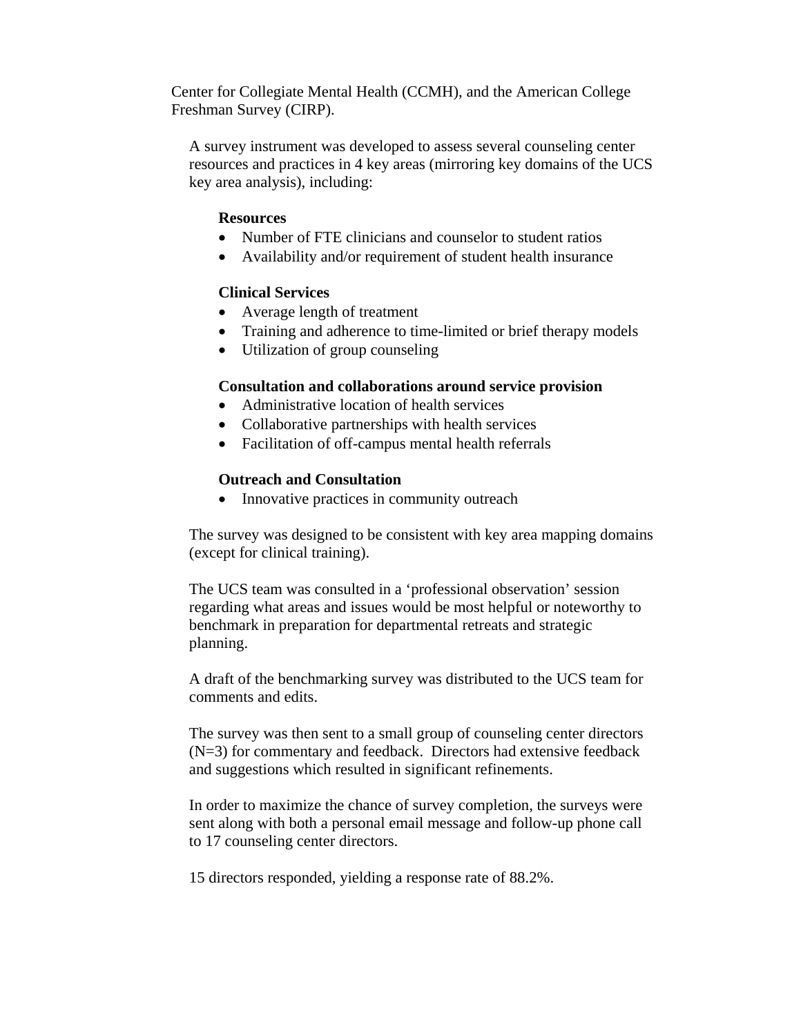Center for Collegiate Mental Health (CCMH), and the American College Freshman Survey (CIRP).

A survey instrument was developed to assess several counseling center resources and practices in 4 key areas (mirroring key domains of the UCS key area analysis), including:

**Resources**

- Number of FTE clinicians and counselor to student ratios
- Availability and/or requirement of student health insurance

**Clinical Services**

- Average length of treatment
- Training and adherence to time-limited or brief therapy models
- Utilization of group counseling

**Consultation and collaborations around service provision**

- Administrative location of health services
- Collaborative partnerships with health services
- Facilitation of off-campus mental health referrals

**Outreach and Consultation**

- Innovative practices in community outreach

The survey was designed to be consistent with key area mapping domains (except for clinical training).

The UCS team was consulted in a 'professional observation' session regarding what areas and issues would be most helpful or noteworthy to benchmark in preparation for departmental retreats and strategic planning.

A draft of the benchmarking survey was distributed to the UCS team for comments and edits.

The survey was then sent to a small group of counseling center directors (N=3) for commentary and feedback. Directors had extensive feedback and suggestions which resulted in significant refinements.

In order to maximize the chance of survey completion, the surveys were sent along with both a personal email message and follow-up phone call to 17 counseling center directors.

15 directors responded, yielding a response rate of 88.2%.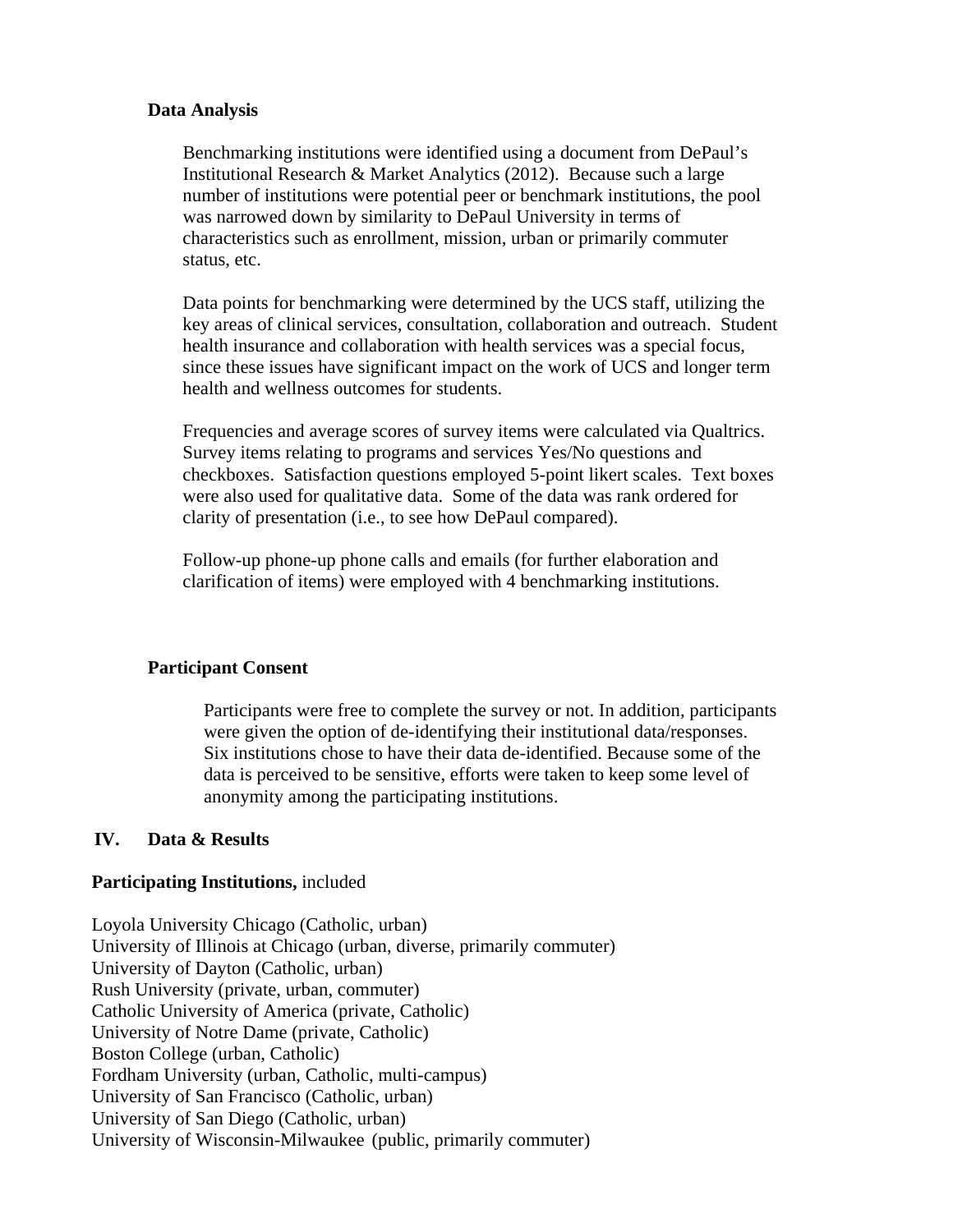### Data Analysis

Benchmarking institutions were identified using a document from DePaul's Institutional Research & Market Analytics (2012). Because such a large number of institutions were potential peer or benchmark institutions, the pool was narrowed down by similarity to DePaul University in terms of characteristics such as enrollment, mission, urban or primarily commuter status, etc.

Data points for benchmarking were determined by the UCS staff, utilizing the key areas of clinical services, consultation, collaboration and outreach. Student health insurance and collaboration with health services was a special focus, since these issues have significant impact on the work of UCS and longer term health and wellness outcomes for students.

Frequencies and average scores of survey items were calculated via Qualtrics. Survey items relating to programs and services Yes/No questions and checkboxes. Satisfaction questions employed 5-point likert scales. Text boxes were also used for qualitative data. Some of the data was rank ordered for clarity of presentation (i.e., to see how DePaul compared).

Follow-up phone-up phone calls and emails (for further elaboration and clarification of items) were employed with 4 benchmarking institutions.

### Participant Consent

Participants were free to complete the survey or not. In addition, participants were given the option of de-identifying their institutional data/responses. Six institutions chose to have their data de-identified. Because some of the data is perceived to be sensitive, efforts were taken to keep some level of anonymity among the participating institutions.

## IV. Data & Results

**Participating Institutions,** included

Loyola University Chicago (Catholic, urban)
University of Illinois at Chicago (urban, diverse, primarily commuter)
University of Dayton (Catholic, urban)
Rush University (private, urban, commuter)
Catholic University of America (private, Catholic)
University of Notre Dame (private, Catholic)
Boston College (urban, Catholic)
Fordham University (urban, Catholic, multi-campus)
University of San Francisco (Catholic, urban)
University of San Diego (Catholic, urban)
University of Wisconsin-Milwaukee (public, primarily commuter)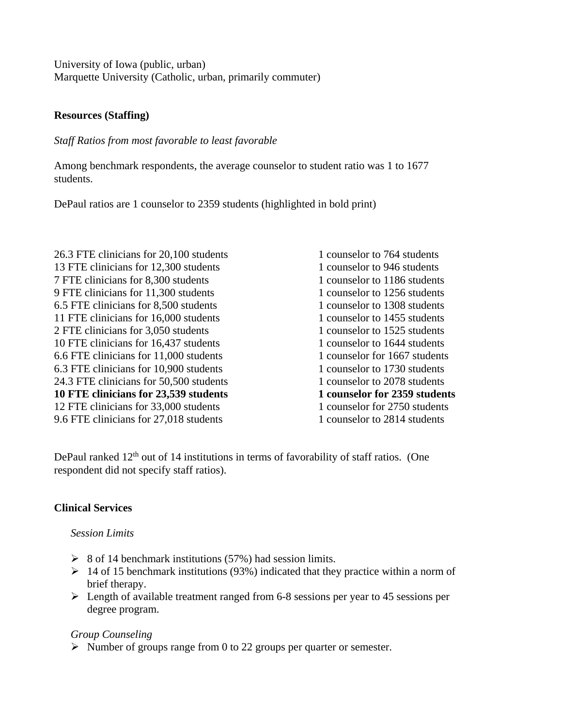University of Iowa (public, urban)
Marquette University (Catholic, urban, primarily commuter)

**Resources (Staffing)**

*Staff Ratios from most favorable to least favorable*

Among benchmark respondents, the average counselor to student ratio was 1 to 1677 students.

DePaul ratios are 1 counselor to 2359 students (highlighted in bold print)

| | |
|---|---|
| 26.3 FTE clinicians for 20,100 students | 1 counselor to 764 students |
| 13 FTE clinicians for 12,300 students | 1 counselor to 946 students |
| 7 FTE clinicians for 8,300 students | 1 counselor to 1186 students |
| 9 FTE clinicians for 11,300 students | 1 counselor to 1256 students |
| 6.5 FTE clinicians for 8,500 students | 1 counselor to 1308 students |
| 11 FTE clinicians for 16,000 students | 1 counselor to 1455 students |
| 2 FTE clinicians for 3,050 students | 1 counselor to 1525 students |
| 10 FTE clinicians for 16,437 students | 1 counselor to 1644 students |
| 6.6 FTE clinicians for 11,000 students | 1 counselor for 1667 students |
| 6.3 FTE clinicians for 10,900 students | 1 counselor to 1730 students |
| 24.3 FTE clinicians for 50,500 students | 1 counselor to 2078 students |
| **10 FTE clinicians for 23,539 students** | **1 counselor for 2359 students** |
| 12 FTE clinicians for 33,000 students | 1 counselor for 2750 students |
| 9.6 FTE clinicians for 27,018 students | 1 counselor to 2814 students |

DePaul ranked 12th out of 14 institutions in terms of favorability of staff ratios. (One respondent did not specify staff ratios).

**Clinical Services**

*Session Limits*

- 8 of 14 benchmark institutions (57%) had session limits.
- 14 of 15 benchmark institutions (93%) indicated that they practice within a norm of brief therapy.
- Length of available treatment ranged from 6-8 sessions per year to 45 sessions per degree program.

*Group Counseling*

- Number of groups range from 0 to 22 groups per quarter or semester.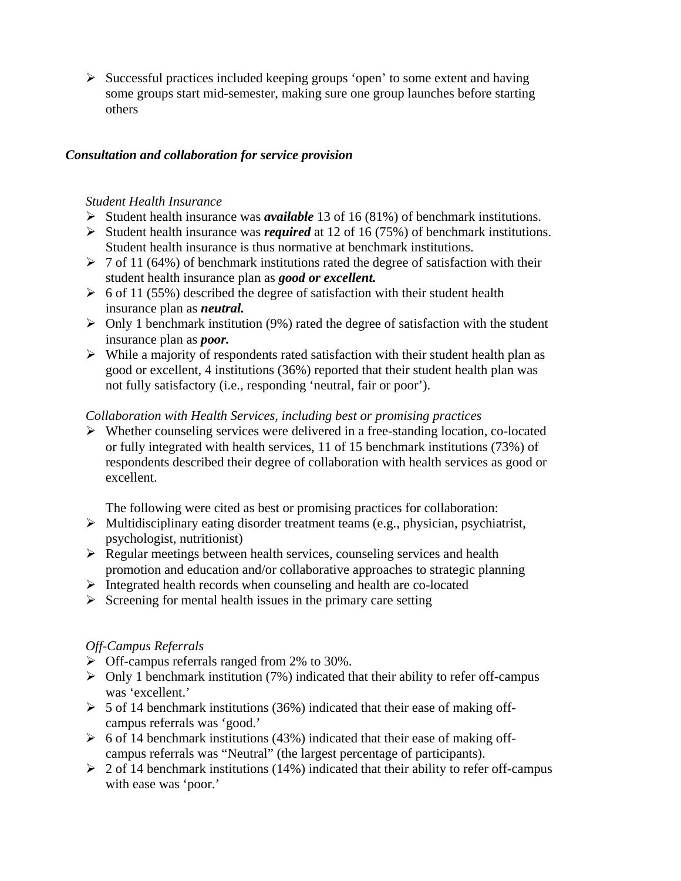- Successful practices included keeping groups 'open' to some extent and having some groups start mid-semester, making sure one group launches before starting others

### *Consultation and collaboration for service provision*

*Student Health Insurance*

- Student health insurance was ***available*** 13 of 16 (81%) of benchmark institutions.
- Student health insurance was ***required*** at 12 of 16 (75%) of benchmark institutions. Student health insurance is thus normative at benchmark institutions.
- 7 of 11 (64%) of benchmark institutions rated the degree of satisfaction with their student health insurance plan as ***good or excellent.***
- 6 of 11 (55%) described the degree of satisfaction with their student health insurance plan as ***neutral.***
- Only 1 benchmark institution (9%) rated the degree of satisfaction with the student insurance plan as ***poor.***
- While a majority of respondents rated satisfaction with their student health plan as good or excellent, 4 institutions (36%) reported that their student health plan was not fully satisfactory (i.e., responding 'neutral, fair or poor').

*Collaboration with Health Services, including best or promising practices*

- Whether counseling services were delivered in a free-standing location, co-located or fully integrated with health services, 11 of 15 benchmark institutions (73%) of respondents described their degree of collaboration with health services as good or excellent.

  The following were cited as best or promising practices for collaboration:

- Multidisciplinary eating disorder treatment teams (e.g., physician, psychiatrist, psychologist, nutritionist)
- Regular meetings between health services, counseling services and health promotion and education and/or collaborative approaches to strategic planning
- Integrated health records when counseling and health are co-located
- Screening for mental health issues in the primary care setting

*Off-Campus Referrals*

- Off-campus referrals ranged from 2% to 30%.
- Only 1 benchmark institution (7%) indicated that their ability to refer off-campus was 'excellent.'
- 5 of 14 benchmark institutions (36%) indicated that their ease of making off-campus referrals was 'good.'
- 6 of 14 benchmark institutions (43%) indicated that their ease of making off-campus referrals was "Neutral" (the largest percentage of participants).
- 2 of 14 benchmark institutions (14%) indicated that their ability to refer off-campus with ease was 'poor.'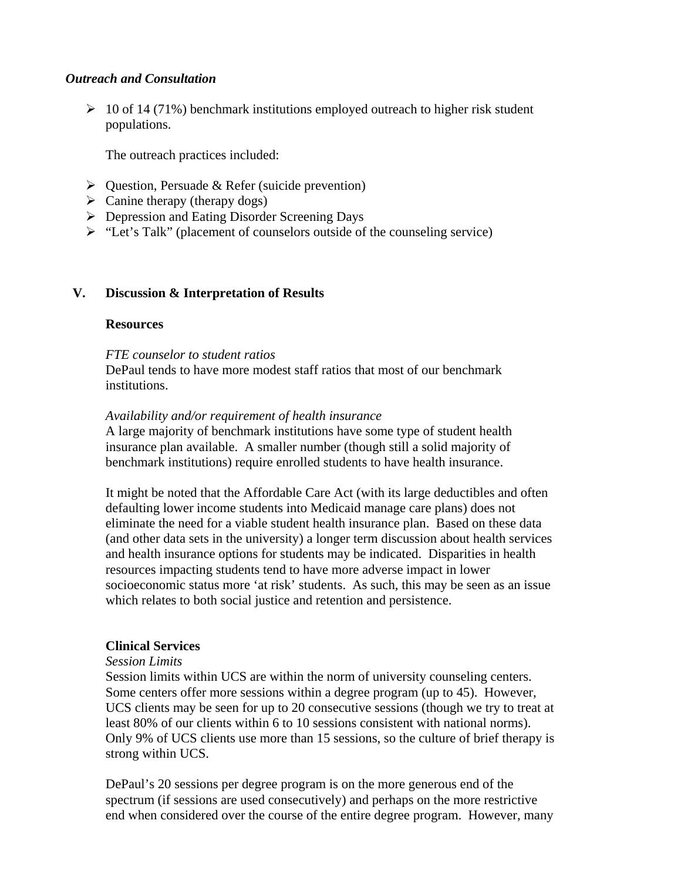***Outreach and Consultation***

- 10 of 14 (71%) benchmark institutions employed outreach to higher risk student populations.

  The outreach practices included:

- Question, Persuade & Refer (suicide prevention)
- Canine therapy (therapy dogs)
- Depression and Eating Disorder Screening Days
- "Let's Talk" (placement of counselors outside of the counseling service)

## V. Discussion & Interpretation of Results

### Resources

*FTE counselor to student ratios*
DePaul tends to have more modest staff ratios that most of our benchmark institutions.

*Availability and/or requirement of health insurance*
A large majority of benchmark institutions have some type of student health insurance plan available. A smaller number (though still a solid majority of benchmark institutions) require enrolled students to have health insurance.

It might be noted that the Affordable Care Act (with its large deductibles and often defaulting lower income students into Medicaid manage care plans) does not eliminate the need for a viable student health insurance plan. Based on these data (and other data sets in the university) a longer term discussion about health services and health insurance options for students may be indicated. Disparities in health resources impacting students tend to have more adverse impact in lower socioeconomic status more 'at risk' students. As such, this may be seen as an issue which relates to both social justice and retention and persistence.

### Clinical Services

*Session Limits*
Session limits within UCS are within the norm of university counseling centers. Some centers offer more sessions within a degree program (up to 45). However, UCS clients may be seen for up to 20 consecutive sessions (though we try to treat at least 80% of our clients within 6 to 10 sessions consistent with national norms). Only 9% of UCS clients use more than 15 sessions, so the culture of brief therapy is strong within UCS.

DePaul's 20 sessions per degree program is on the more generous end of the spectrum (if sessions are used consecutively) and perhaps on the more restrictive end when considered over the course of the entire degree program. However, many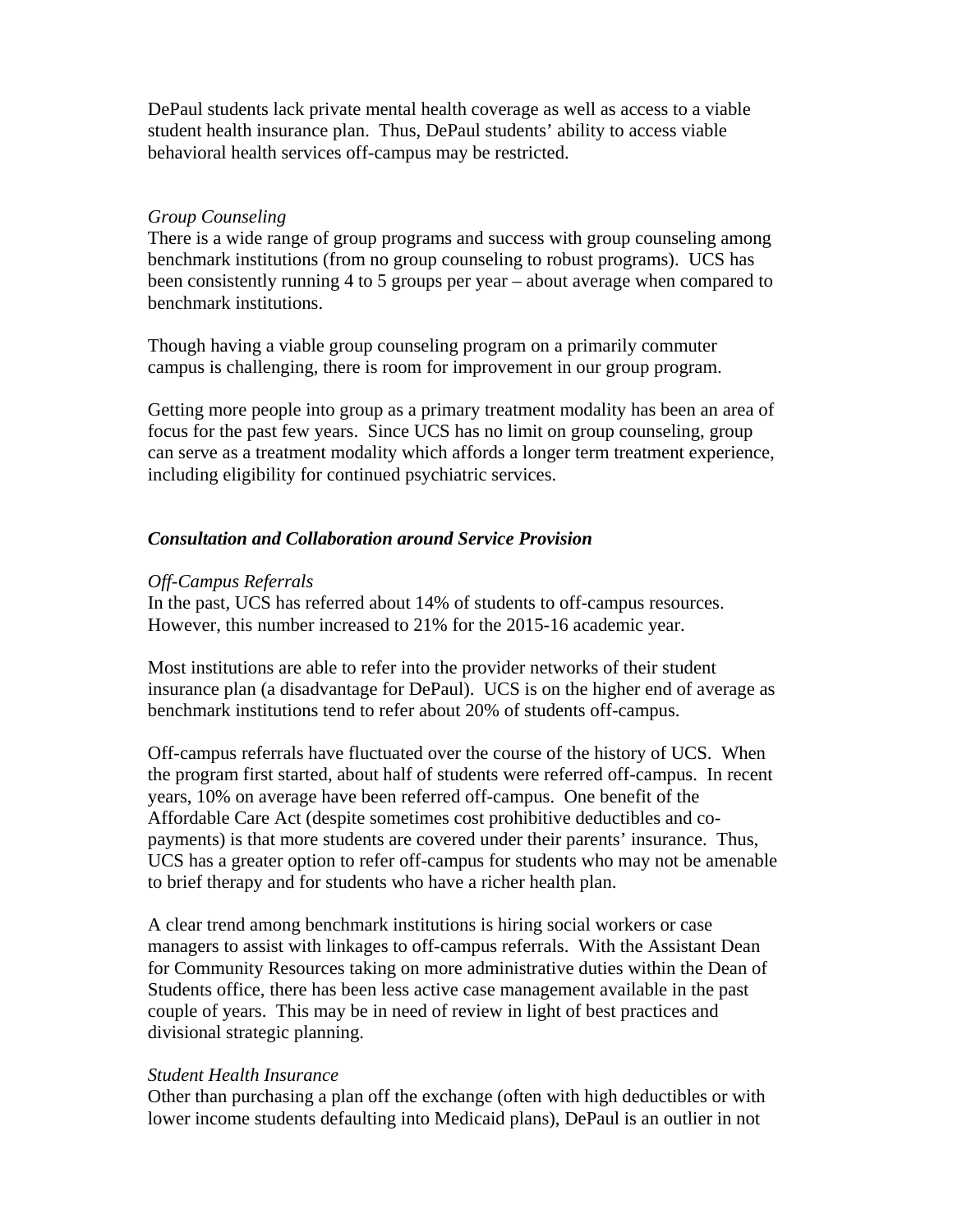DePaul students lack private mental health coverage as well as access to a viable student health insurance plan. Thus, DePaul students' ability to access viable behavioral health services off-campus may be restricted.

*Group Counseling*

There is a wide range of group programs and success with group counseling among benchmark institutions (from no group counseling to robust programs). UCS has been consistently running 4 to 5 groups per year – about average when compared to benchmark institutions.

Though having a viable group counseling program on a primarily commuter campus is challenging, there is room for improvement in our group program.

Getting more people into group as a primary treatment modality has been an area of focus for the past few years. Since UCS has no limit on group counseling, group can serve as a treatment modality which affords a longer term treatment experience, including eligibility for continued psychiatric services.

***Consultation and Collaboration around Service Provision***

*Off-Campus Referrals*

In the past, UCS has referred about 14% of students to off-campus resources. However, this number increased to 21% for the 2015-16 academic year.

Most institutions are able to refer into the provider networks of their student insurance plan (a disadvantage for DePaul). UCS is on the higher end of average as benchmark institutions tend to refer about 20% of students off-campus.

Off-campus referrals have fluctuated over the course of the history of UCS. When the program first started, about half of students were referred off-campus. In recent years, 10% on average have been referred off-campus. One benefit of the Affordable Care Act (despite sometimes cost prohibitive deductibles and co-payments) is that more students are covered under their parents' insurance. Thus, UCS has a greater option to refer off-campus for students who may not be amenable to brief therapy and for students who have a richer health plan.

A clear trend among benchmark institutions is hiring social workers or case managers to assist with linkages to off-campus referrals. With the Assistant Dean for Community Resources taking on more administrative duties within the Dean of Students office, there has been less active case management available in the past couple of years. This may be in need of review in light of best practices and divisional strategic planning.

*Student Health Insurance*

Other than purchasing a plan off the exchange (often with high deductibles or with lower income students defaulting into Medicaid plans), DePaul is an outlier in not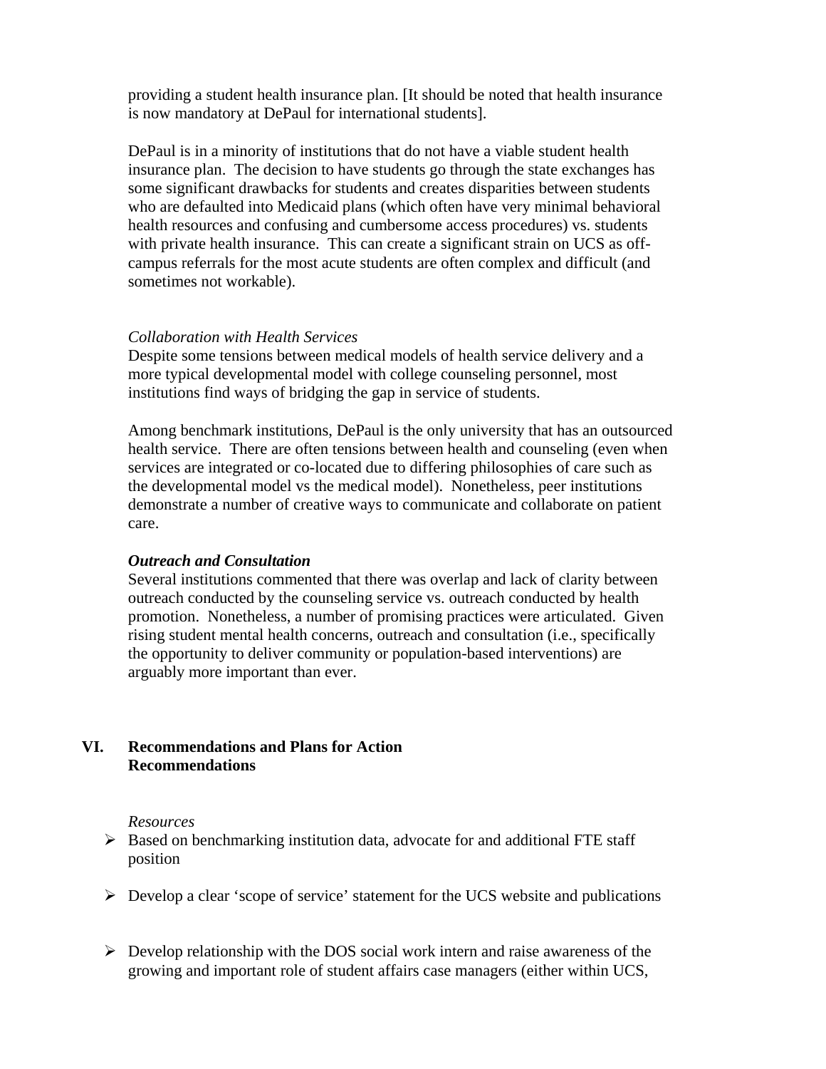providing a student health insurance plan. [It should be noted that health insurance is now mandatory at DePaul for international students].

DePaul is in a minority of institutions that do not have a viable student health insurance plan. The decision to have students go through the state exchanges has some significant drawbacks for students and creates disparities between students who are defaulted into Medicaid plans (which often have very minimal behavioral health resources and confusing and cumbersome access procedures) vs. students with private health insurance. This can create a significant strain on UCS as off-campus referrals for the most acute students are often complex and difficult (and sometimes not workable).

*Collaboration with Health Services*

Despite some tensions between medical models of health service delivery and a more typical developmental model with college counseling personnel, most institutions find ways of bridging the gap in service of students.

Among benchmark institutions, DePaul is the only university that has an outsourced health service. There are often tensions between health and counseling (even when services are integrated or co-located due to differing philosophies of care such as the developmental model vs the medical model). Nonetheless, peer institutions demonstrate a number of creative ways to communicate and collaborate on patient care.

***Outreach and Consultation***

Several institutions commented that there was overlap and lack of clarity between outreach conducted by the counseling service vs. outreach conducted by health promotion. Nonetheless, a number of promising practices were articulated. Given rising student mental health concerns, outreach and consultation (i.e., specifically the opportunity to deliver community or population-based interventions) are arguably more important than ever.

## VI. Recommendations and Plans for Action

**Recommendations**

*Resources*

- Based on benchmarking institution data, advocate for and additional FTE staff position
- Develop a clear ‘scope of service’ statement for the UCS website and publications
- Develop relationship with the DOS social work intern and raise awareness of the growing and important role of student affairs case managers (either within UCS,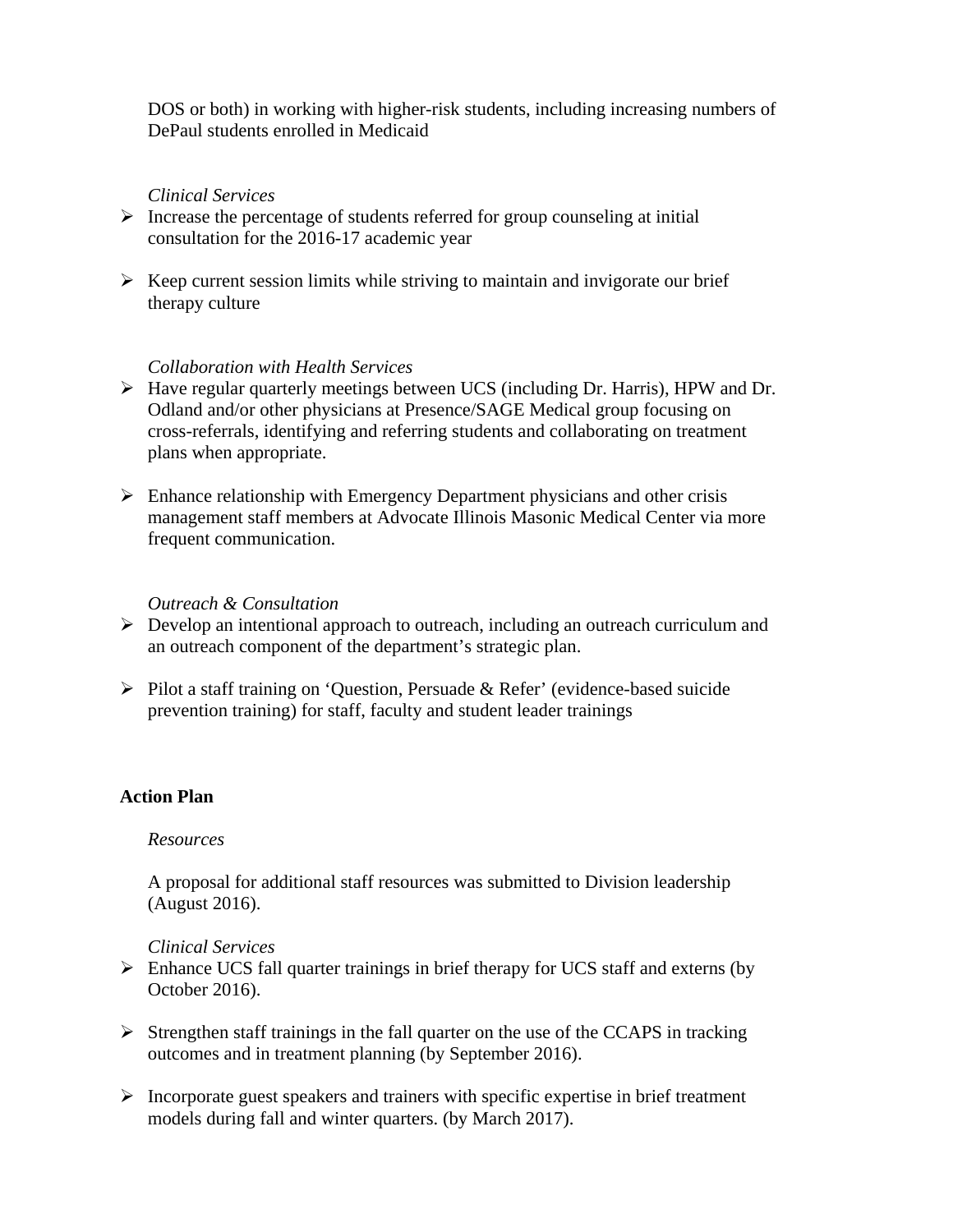DOS or both) in working with higher-risk students, including increasing numbers of DePaul students enrolled in Medicaid

*Clinical Services*

- Increase the percentage of students referred for group counseling at initial consultation for the 2016-17 academic year

- Keep current session limits while striving to maintain and invigorate our brief therapy culture

*Collaboration with Health Services*

- Have regular quarterly meetings between UCS (including Dr. Harris), HPW and Dr. Odland and/or other physicians at Presence/SAGE Medical group focusing on cross-referrals, identifying and referring students and collaborating on treatment plans when appropriate.

- Enhance relationship with Emergency Department physicians and other crisis management staff members at Advocate Illinois Masonic Medical Center via more frequent communication.

*Outreach & Consultation*

- Develop an intentional approach to outreach, including an outreach curriculum and an outreach component of the department's strategic plan.

- Pilot a staff training on 'Question, Persuade & Refer' (evidence-based suicide prevention training) for staff, faculty and student leader trainings

**Action Plan**

*Resources*

A proposal for additional staff resources was submitted to Division leadership (August 2016).

*Clinical Services*

- Enhance UCS fall quarter trainings in brief therapy for UCS staff and externs (by October 2016).

- Strengthen staff trainings in the fall quarter on the use of the CCAPS in tracking outcomes and in treatment planning (by September 2016).

- Incorporate guest speakers and trainers with specific expertise in brief treatment models during fall and winter quarters. (by March 2017).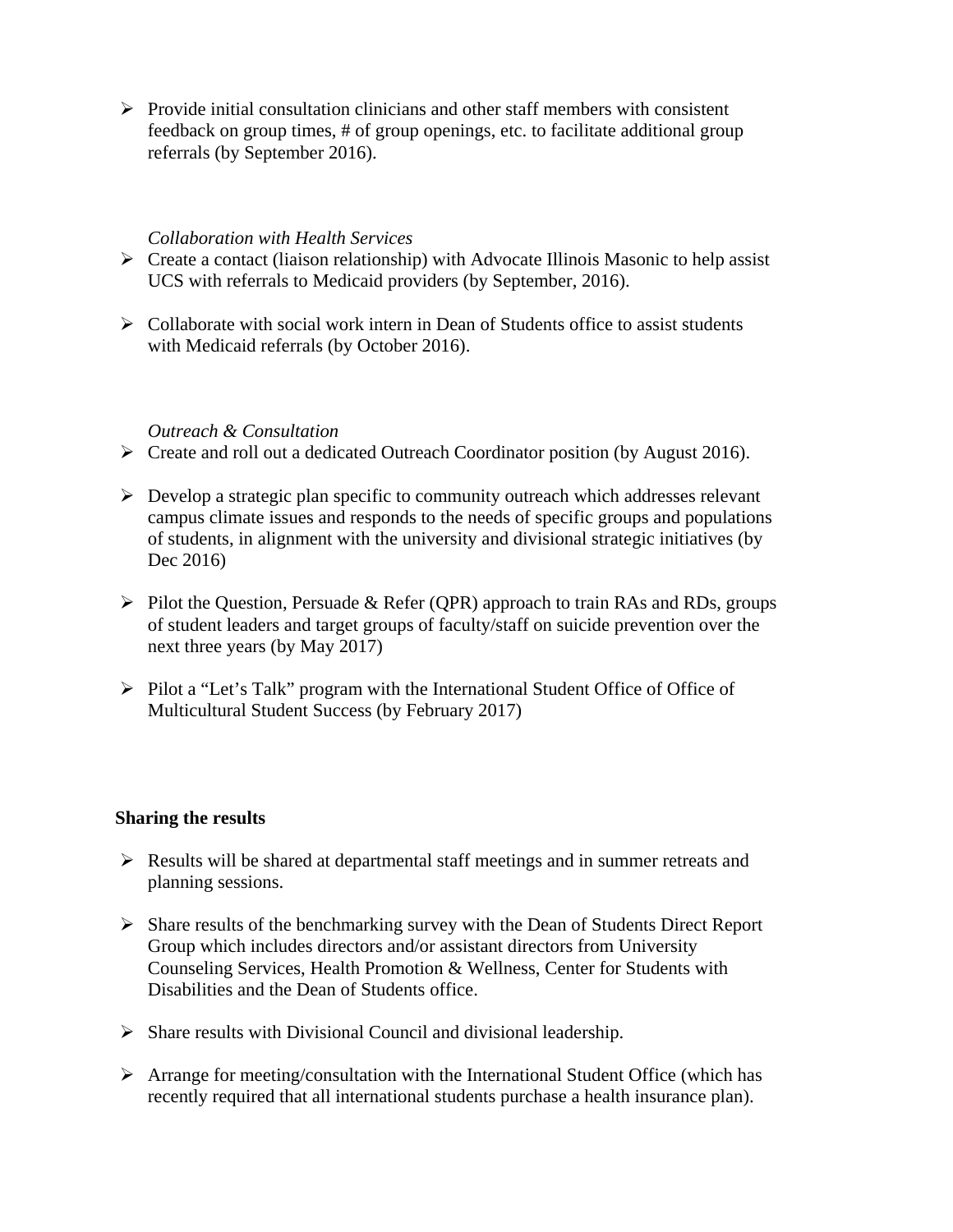- Provide initial consultation clinicians and other staff members with consistent feedback on group times, # of group openings, etc. to facilitate additional group referrals (by September 2016).

*Collaboration with Health Services*

- Create a contact (liaison relationship) with Advocate Illinois Masonic to help assist UCS with referrals to Medicaid providers (by September, 2016).

- Collaborate with social work intern in Dean of Students office to assist students with Medicaid referrals (by October 2016).

*Outreach & Consultation*

- Create and roll out a dedicated Outreach Coordinator position (by August 2016).

- Develop a strategic plan specific to community outreach which addresses relevant campus climate issues and responds to the needs of specific groups and populations of students, in alignment with the university and divisional strategic initiatives (by Dec 2016)

- Pilot the Question, Persuade & Refer (QPR) approach to train RAs and RDs, groups of student leaders and target groups of faculty/staff on suicide prevention over the next three years (by May 2017)

- Pilot a "Let's Talk" program with the International Student Office of Office of Multicultural Student Success (by February 2017)

**Sharing the results**

- Results will be shared at departmental staff meetings and in summer retreats and planning sessions.

- Share results of the benchmarking survey with the Dean of Students Direct Report Group which includes directors and/or assistant directors from University Counseling Services, Health Promotion & Wellness, Center for Students with Disabilities and the Dean of Students office.

- Share results with Divisional Council and divisional leadership.

- Arrange for meeting/consultation with the International Student Office (which has recently required that all international students purchase a health insurance plan).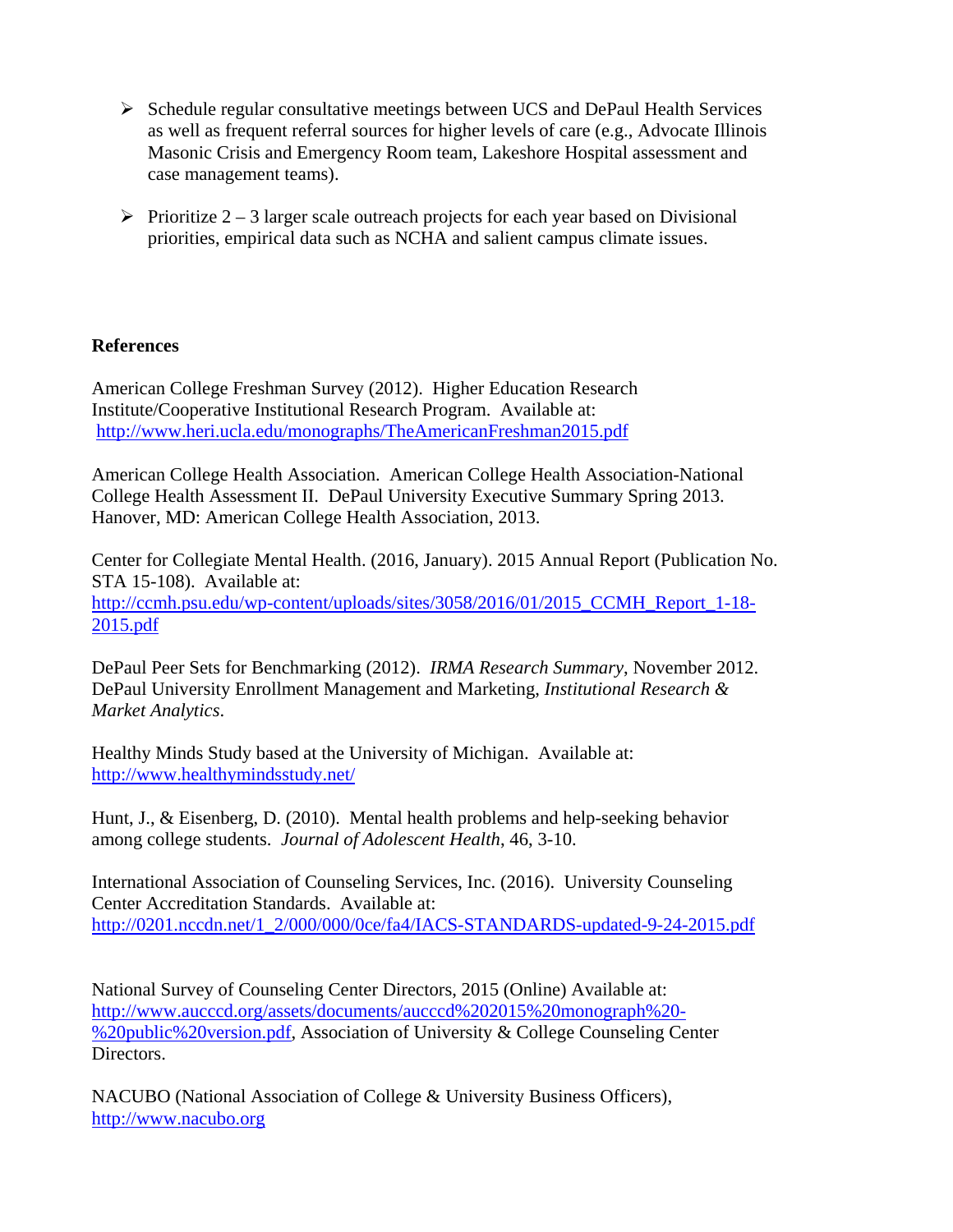- Schedule regular consultative meetings between UCS and DePaul Health Services as well as frequent referral sources for higher levels of care (e.g., Advocate Illinois Masonic Crisis and Emergency Room team, Lakeshore Hospital assessment and case management teams).

- Prioritize 2 – 3 larger scale outreach projects for each year based on Divisional priorities, empirical data such as NCHA and salient campus climate issues.

**References**

American College Freshman Survey (2012). Higher Education Research Institute/Cooperative Institutional Research Program. Available at: http://www.heri.ucla.edu/monographs/TheAmericanFreshman2015.pdf

American College Health Association. American College Health Association-National College Health Assessment II. DePaul University Executive Summary Spring 2013. Hanover, MD: American College Health Association, 2013.

Center for Collegiate Mental Health. (2016, January). 2015 Annual Report (Publication No. STA 15-108). Available at: http://ccmh.psu.edu/wp-content/uploads/sites/3058/2016/01/2015_CCMH_Report_1-18-2015.pdf

DePaul Peer Sets for Benchmarking (2012). *IRMA Research Summary*, November 2012. DePaul University Enrollment Management and Marketing, *Institutional Research & Market Analytics*.

Healthy Minds Study based at the University of Michigan. Available at: http://www.healthymindsstudy.net/

Hunt, J., & Eisenberg, D. (2010). Mental health problems and help-seeking behavior among college students. *Journal of Adolescent Health*, 46, 3-10.

International Association of Counseling Services, Inc. (2016). University Counseling Center Accreditation Standards. Available at: http://0201.nccdn.net/1_2/000/000/0ce/fa4/IACS-STANDARDS-updated-9-24-2015.pdf

National Survey of Counseling Center Directors, 2015 (Online) Available at: http://www.aucccd.org/assets/documents/aucccd%202015%20monograph%20-%20public%20version.pdf, Association of University & College Counseling Center Directors.

NACUBO (National Association of College & University Business Officers), http://www.nacubo.org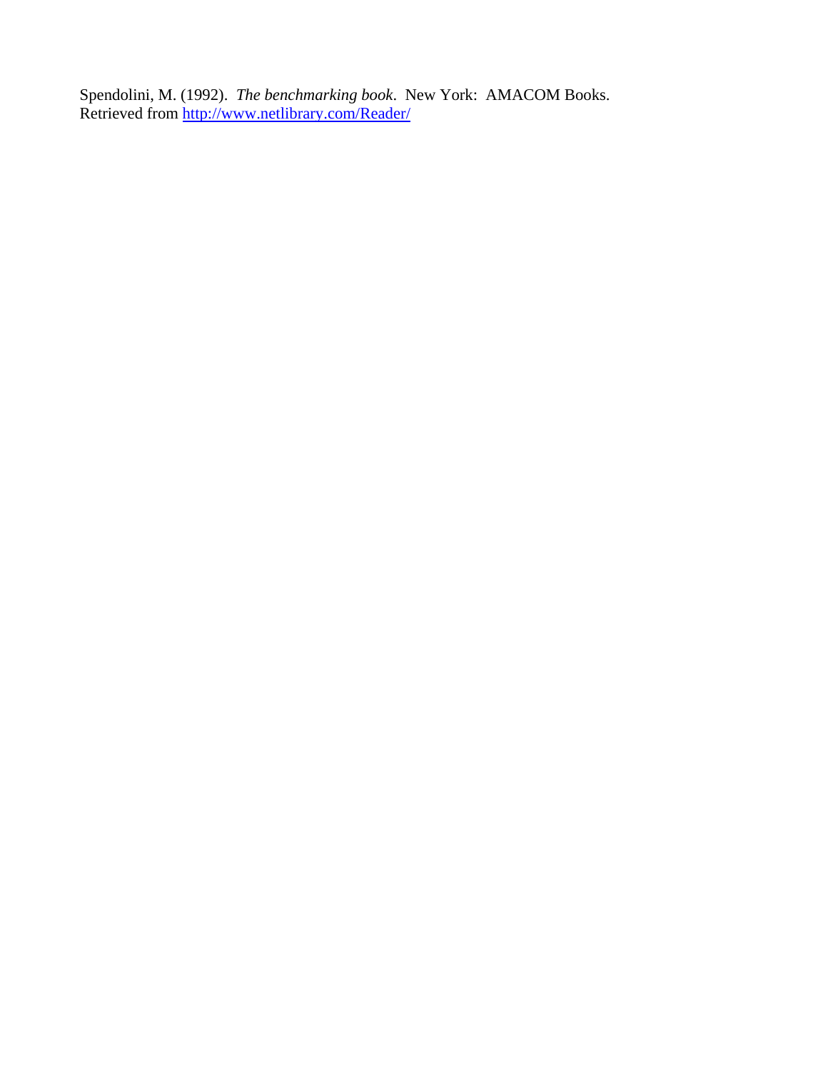Spendolini, M. (1992). *The benchmarking book*. New York: AMACOM Books. Retrieved from http://www.netlibrary.com/Reader/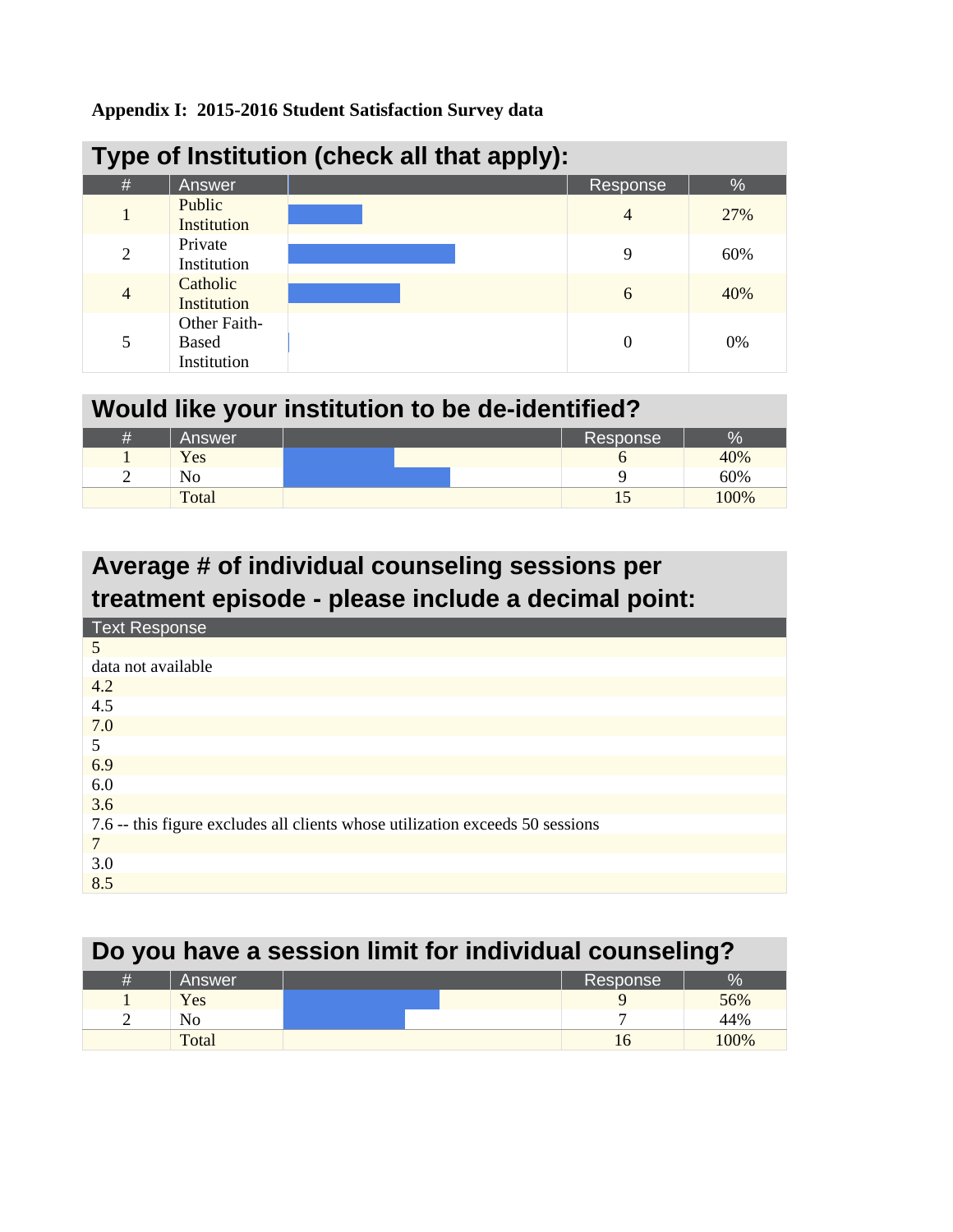**Appendix I: 2015-2016 Student Satisfaction Survey data**

## Type of Institution (check all that apply):

| # | Answer | | Response | % |
|---|---|---|---|---|
| 1 | Public Institution | | 4 | 27% |
| 2 | Private Institution | | 9 | 60% |
| 4 | Catholic Institution | | 6 | 40% |
| 5 | Other Faith-Based Institution | | 0 | 0% |

## Would like your institution to be de-identified?

| # | Answer | | Response | % |
|---|---|---|---|---|
| 1 | Yes | | 6 | 40% |
| 2 | No | | 9 | 60% |
| | Total | | 15 | 100% |

## Average # of individual counseling sessions per treatment episode - please include a decimal point:

| Text Response |
|---|
| 5 |
| data not available |
| 4.2 |
| 4.5 |
| 7.0 |
| 5 |
| 6.9 |
| 6.0 |
| 3.6 |
| 7.6 -- this figure excludes all clients whose utilization exceeds 50 sessions |
| 7 |
| 3.0 |
| 8.5 |

## Do you have a session limit for individual counseling?

| # | Answer | | Response | % |
|---|---|---|---|---|
| 1 | Yes | | 9 | 56% |
| 2 | No | | 7 | 44% |
| | Total | | 16 | 100% |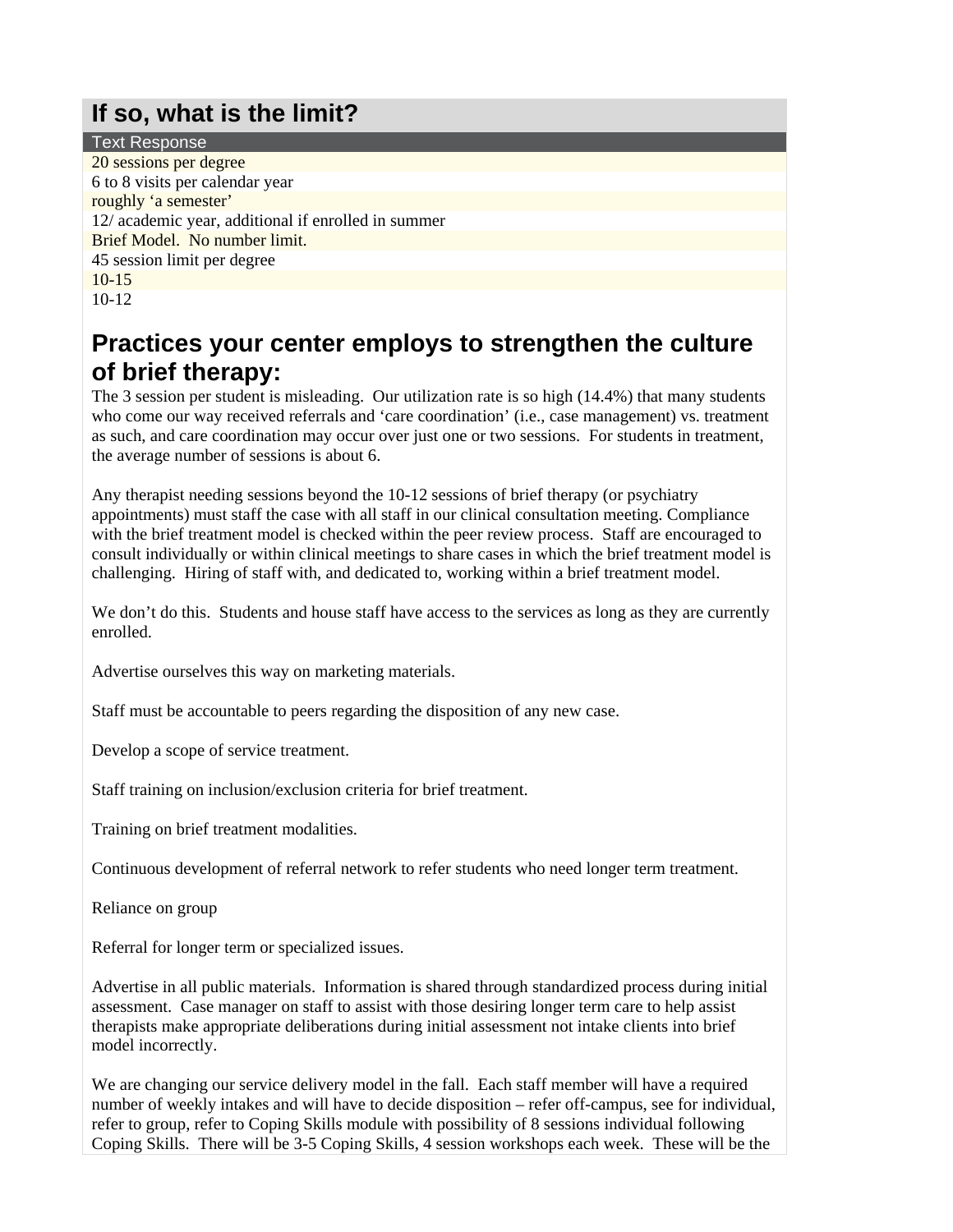## If so, what is the limit?

| Text Response |
| --- |
| 20 sessions per degree |
| 6 to 8 visits per calendar year |
| roughly 'a semester' |
| 12/ academic year, additional if enrolled in summer |
| Brief Model.  No number limit. |
| 45 session limit per degree |
| 10-15 |
| 10-12 |

## Practices your center employs to strengthen the culture of brief therapy:

The 3 session per student is misleading.  Our utilization rate is so high (14.4%) that many students who come our way received referrals and 'care coordination' (i.e., case management) vs. treatment as such, and care coordination may occur over just one or two sessions.  For students in treatment, the average number of sessions is about 6.

Any therapist needing sessions beyond the 10-12 sessions of brief therapy (or psychiatry appointments) must staff the case with all staff in our clinical consultation meeting. Compliance with the brief treatment model is checked within the peer review process.  Staff are encouraged to consult individually or within clinical meetings to share cases in which the brief treatment model is challenging.  Hiring of staff with, and dedicated to, working within a brief treatment model.

We don't do this.  Students and house staff have access to the services as long as they are currently enrolled.

Advertise ourselves this way on marketing materials.

Staff must be accountable to peers regarding the disposition of any new case.

Develop a scope of service treatment.

Staff training on inclusion/exclusion criteria for brief treatment.

Training on brief treatment modalities.

Continuous development of referral network to refer students who need longer term treatment.

Reliance on group

Referral for longer term or specialized issues.

Advertise in all public materials.  Information is shared through standardized process during initial assessment.  Case manager on staff to assist with those desiring longer term care to help assist therapists make appropriate deliberations during initial assessment not intake clients into brief model incorrectly.

We are changing our service delivery model in the fall.  Each staff member will have a required number of weekly intakes and will have to decide disposition – refer off-campus, see for individual, refer to group, refer to Coping Skills module with possibility of 8 sessions individual following Coping Skills.  There will be 3-5 Coping Skills, 4 session workshops each week.  These will be the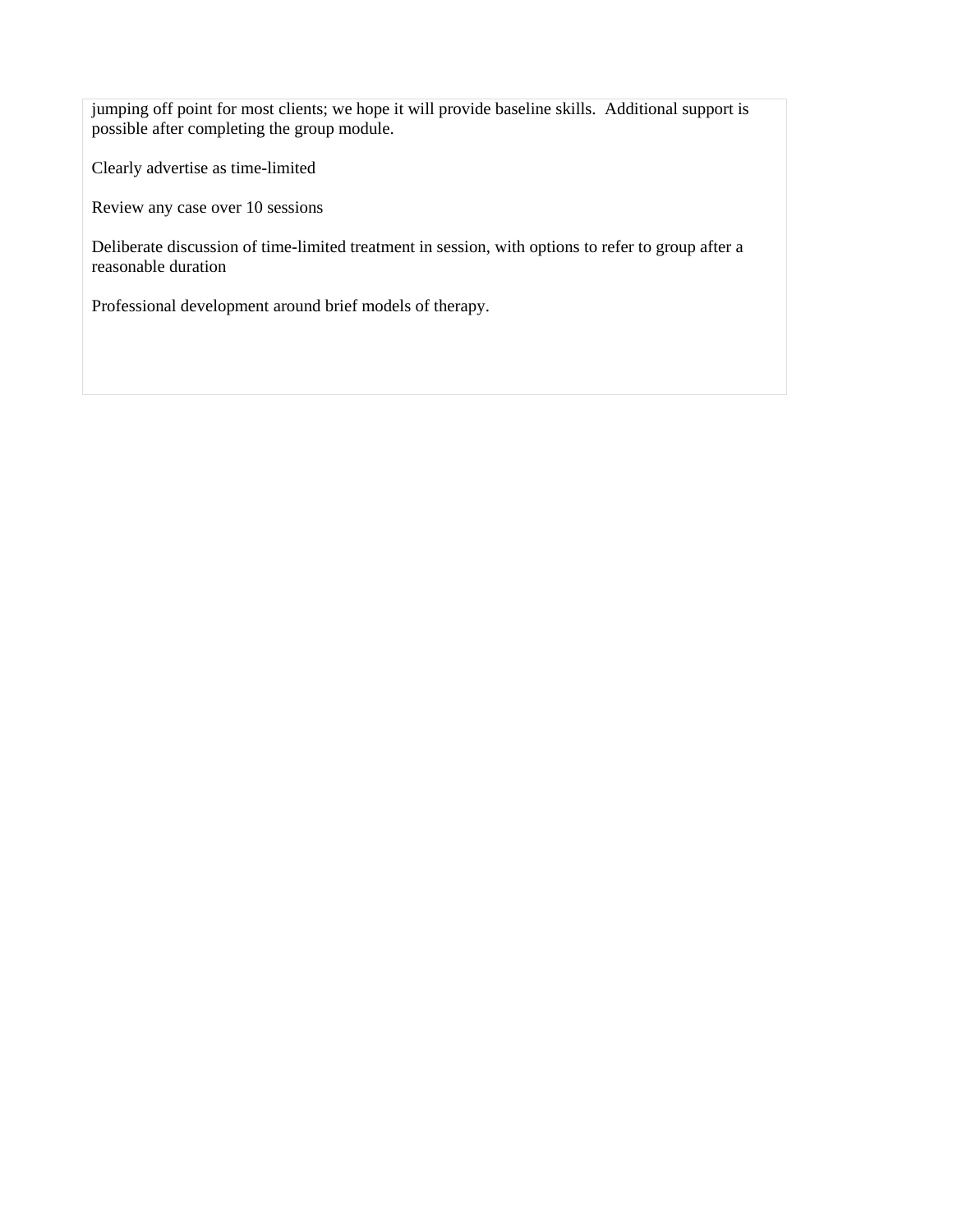jumping off point for most clients; we hope it will provide baseline skills.  Additional support is possible after completing the group module.

Clearly advertise as time-limited

Review any case over 10 sessions

Deliberate discussion of time-limited treatment in session, with options to refer to group after a reasonable duration

Professional development around brief models of therapy.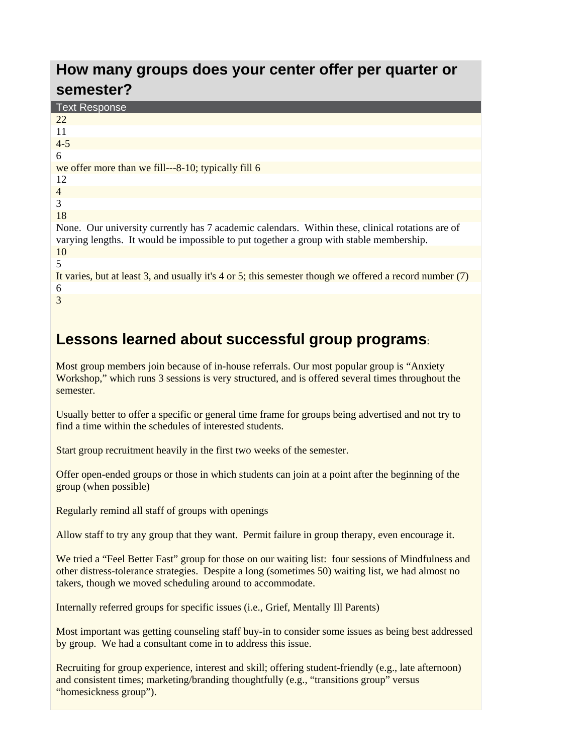## How many groups does your center offer per quarter or semester?

| Text Response |
| --- |
| 22 |
| 11 |
| 4-5 |
| 6 |
| we offer more than we fill---8-10; typically fill 6 |
| 12 |
| 4 |
| 3 |
| 18 |
| None. Our university currently has 7 academic calendars. Within these, clinical rotations are of varying lengths. It would be impossible to put together a group with stable membership. |
| 10 |
| 5 |
| It varies, but at least 3, and usually it's 4 or 5; this semester though we offered a record number (7) |
| 6 |
| 3 |

## Lessons learned about successful group programs:

Most group members join because of in-house referrals. Our most popular group is "Anxiety Workshop," which runs 3 sessions is very structured, and is offered several times throughout the semester.

Usually better to offer a specific or general time frame for groups being advertised and not try to find a time within the schedules of interested students.

Start group recruitment heavily in the first two weeks of the semester.

Offer open-ended groups or those in which students can join at a point after the beginning of the group (when possible)

Regularly remind all staff of groups with openings

Allow staff to try any group that they want. Permit failure in group therapy, even encourage it.

We tried a "Feel Better Fast" group for those on our waiting list: four sessions of Mindfulness and other distress-tolerance strategies. Despite a long (sometimes 50) waiting list, we had almost no takers, though we moved scheduling around to accommodate.

Internally referred groups for specific issues (i.e., Grief, Mentally Ill Parents)

Most important was getting counseling staff buy-in to consider some issues as being best addressed by group. We had a consultant come in to address this issue.

Recruiting for group experience, interest and skill; offering student-friendly (e.g., late afternoon) and consistent times; marketing/branding thoughtfully (e.g., "transitions group" versus "homesickness group").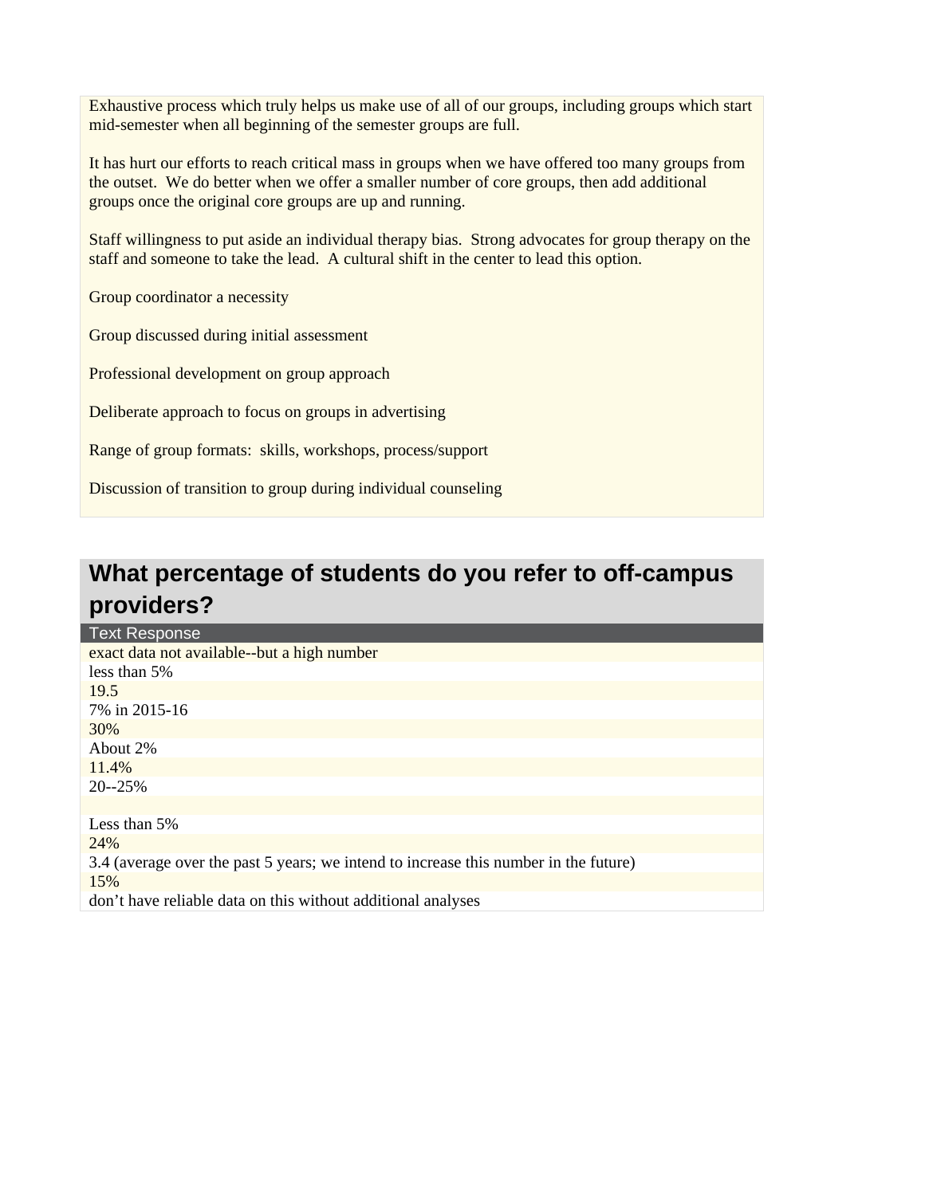Exhaustive process which truly helps us make use of all of our groups, including groups which start mid-semester when all beginning of the semester groups are full.

It has hurt our efforts to reach critical mass in groups when we have offered too many groups from the outset. We do better when we offer a smaller number of core groups, then add additional groups once the original core groups are up and running.

Staff willingness to put aside an individual therapy bias. Strong advocates for group therapy on the staff and someone to take the lead. A cultural shift in the center to lead this option.

Group coordinator a necessity

Group discussed during initial assessment

Professional development on group approach

Deliberate approach to focus on groups in advertising

Range of group formats: skills, workshops, process/support

Discussion of transition to group during individual counseling

## What percentage of students do you refer to off-campus providers?

| Text Response |
|---|
| exact data not available--but a high number |
| less than 5% |
| 19.5 |
| 7% in 2015-16 |
| 30% |
| About 2% |
| 11.4% |
| 20--25% |
| |
| Less than 5% |
| 24% |
| 3.4 (average over the past 5 years; we intend to increase this number in the future) |
| 15% |
| don't have reliable data on this without additional analyses |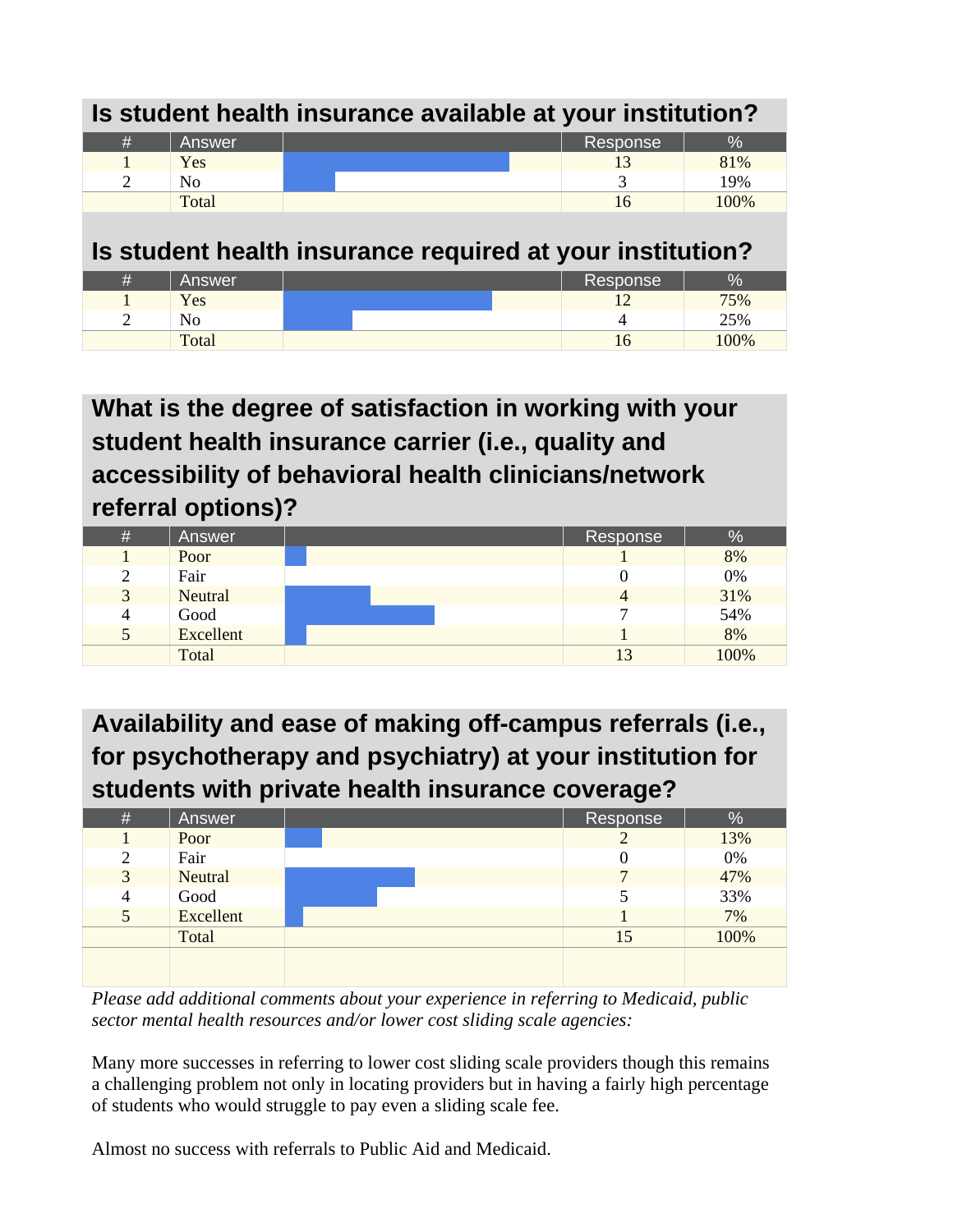## Is student health insurance available at your institution?

| # | Answer | | Response | % |
|---|---|---|---|---|
| 1 | Yes | | 13 | 81% |
| 2 | No | | 3 | 19% |
| | Total | | 16 | 100% |

## Is student health insurance required at your institution?

| # | Answer | | Response | % |
|---|---|---|---|---|
| 1 | Yes | | 12 | 75% |
| 2 | No | | 4 | 25% |
| | Total | | 16 | 100% |

## What is the degree of satisfaction in working with your student health insurance carrier (i.e., quality and accessibility of behavioral health clinicians/network referral options)?

| # | Answer | | Response | % |
|---|---|---|---|---|
| 1 | Poor | | 1 | 8% |
| 2 | Fair | | 0 | 0% |
| 3 | Neutral | | 4 | 31% |
| 4 | Good | | 7 | 54% |
| 5 | Excellent | | 1 | 8% |
| | Total | | 13 | 100% |

## Availability and ease of making off-campus referrals (i.e., for psychotherapy and psychiatry) at your institution for students with private health insurance coverage?

| # | Answer | | Response | % |
|---|---|---|---|---|
| 1 | Poor | | 2 | 13% |
| 2 | Fair | | 0 | 0% |
| 3 | Neutral | | 7 | 47% |
| 4 | Good | | 5 | 33% |
| 5 | Excellent | | 1 | 7% |
| | Total | | 15 | 100% |

*Please add additional comments about your experience in referring to Medicaid, public sector mental health resources and/or lower cost sliding scale agencies:*

Many more successes in referring to lower cost sliding scale providers though this remains a challenging problem not only in locating providers but in having a fairly high percentage of students who would struggle to pay even a sliding scale fee.

Almost no success with referrals to Public Aid and Medicaid.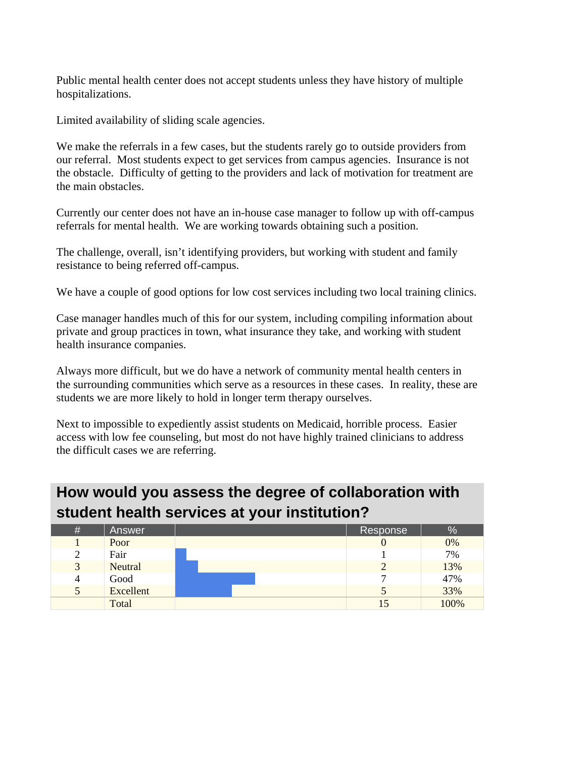Public mental health center does not accept students unless they have history of multiple hospitalizations.

Limited availability of sliding scale agencies.

We make the referrals in a few cases, but the students rarely go to outside providers from our referral.  Most students expect to get services from campus agencies.  Insurance is not the obstacle.  Difficulty of getting to the providers and lack of motivation for treatment are the main obstacles.

Currently our center does not have an in-house case manager to follow up with off-campus referrals for mental health.  We are working towards obtaining such a position.

The challenge, overall, isn't identifying providers, but working with student and family resistance to being referred off-campus.

We have a couple of good options for low cost services including two local training clinics.

Case manager handles much of this for our system, including compiling information about private and group practices in town, what insurance they take, and working with student health insurance companies.

Always more difficult, but we do have a network of community mental health centers in the surrounding communities which serve as a resources in these cases.  In reality, these are students we are more likely to hold in longer term therapy ourselves.

Next to impossible to expediently assist students on Medicaid, horrible process.  Easier access with low fee counseling, but most do not have highly trained clinicians to address the difficult cases we are referring.

## How would you assess the degree of collaboration with student health services at your institution?

| # | Answer | | Response | % |
|---|---|---|---|---|
| 1 | Poor | | 0 | 0% |
| 2 | Fair | | 1 | 7% |
| 3 | Neutral | | 2 | 13% |
| 4 | Good | | 7 | 47% |
| 5 | Excellent | | 5 | 33% |
| | Total | | 15 | 100% |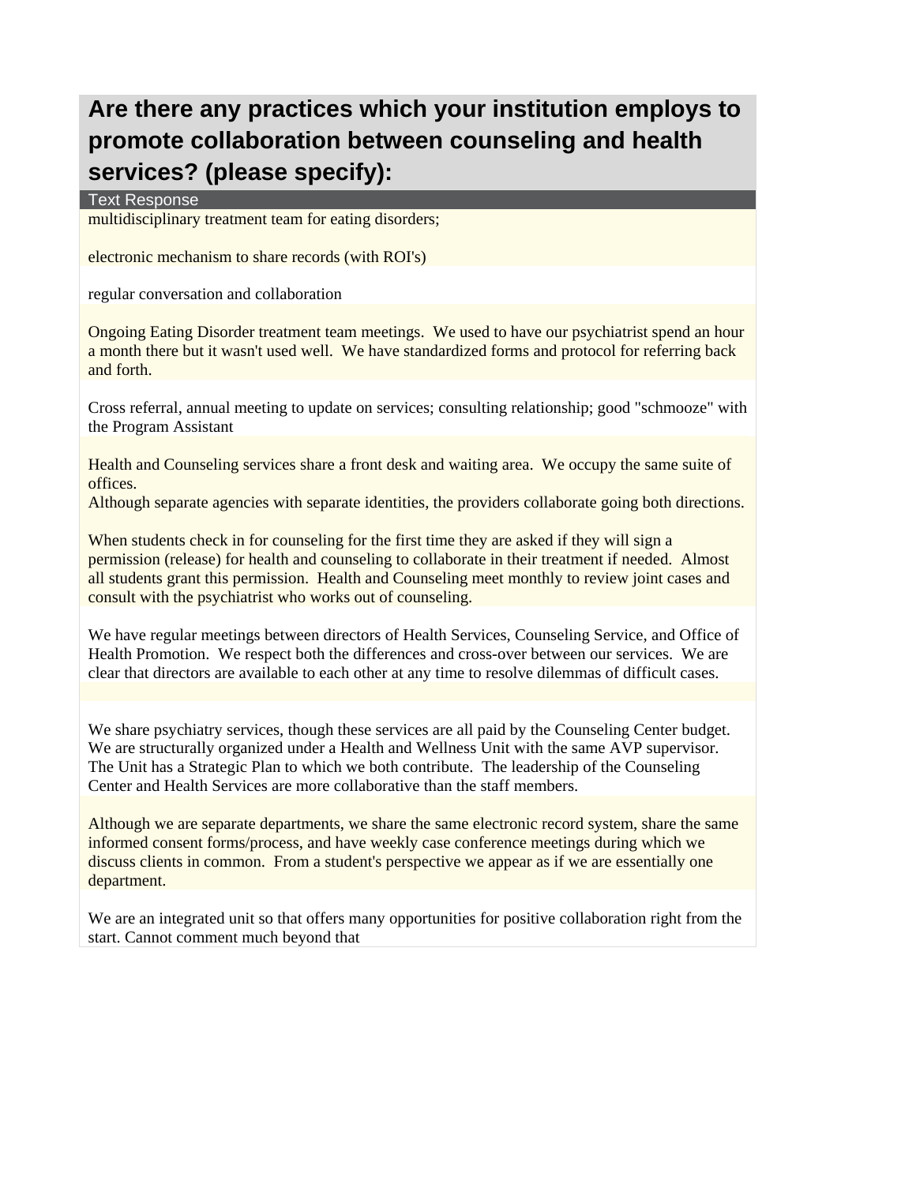## Are there any practices which your institution employs to promote collaboration between counseling and health services? (please specify):

| Text Response |
|---|
| multidisciplinary treatment team for eating disorders;<br><br>electronic mechanism to share records (with ROI's) |
| regular conversation and collaboration |
| Ongoing Eating Disorder treatment team meetings. We used to have our psychiatrist spend an hour a month there but it wasn't used well. We have standardized forms and protocol for referring back and forth. |
| Cross referral, annual meeting to update on services; consulting relationship; good "schmooze" with the Program Assistant |
| Health and Counseling services share a front desk and waiting area. We occupy the same suite of offices.<br>Although separate agencies with separate identities, the providers collaborate going both directions. |
| When students check in for counseling for the first time they are asked if they will sign a permission (release) for health and counseling to collaborate in their treatment if needed. Almost all students grant this permission. Health and Counseling meet monthly to review joint cases and consult with the psychiatrist who works out of counseling. |
| We have regular meetings between directors of Health Services, Counseling Service, and Office of Health Promotion. We respect both the differences and cross-over between our services. We are clear that directors are available to each other at any time to resolve dilemmas of difficult cases. |
| |
| We share psychiatry services, though these services are all paid by the Counseling Center budget. We are structurally organized under a Health and Wellness Unit with the same AVP supervisor. The Unit has a Strategic Plan to which we both contribute. The leadership of the Counseling Center and Health Services are more collaborative than the staff members. |
| Although we are separate departments, we share the same electronic record system, share the same informed consent forms/process, and have weekly case conference meetings during which we discuss clients in common. From a student's perspective we appear as if we are essentially one department. |
| We are an integrated unit so that offers many opportunities for positive collaboration right from the start. Cannot comment much beyond that |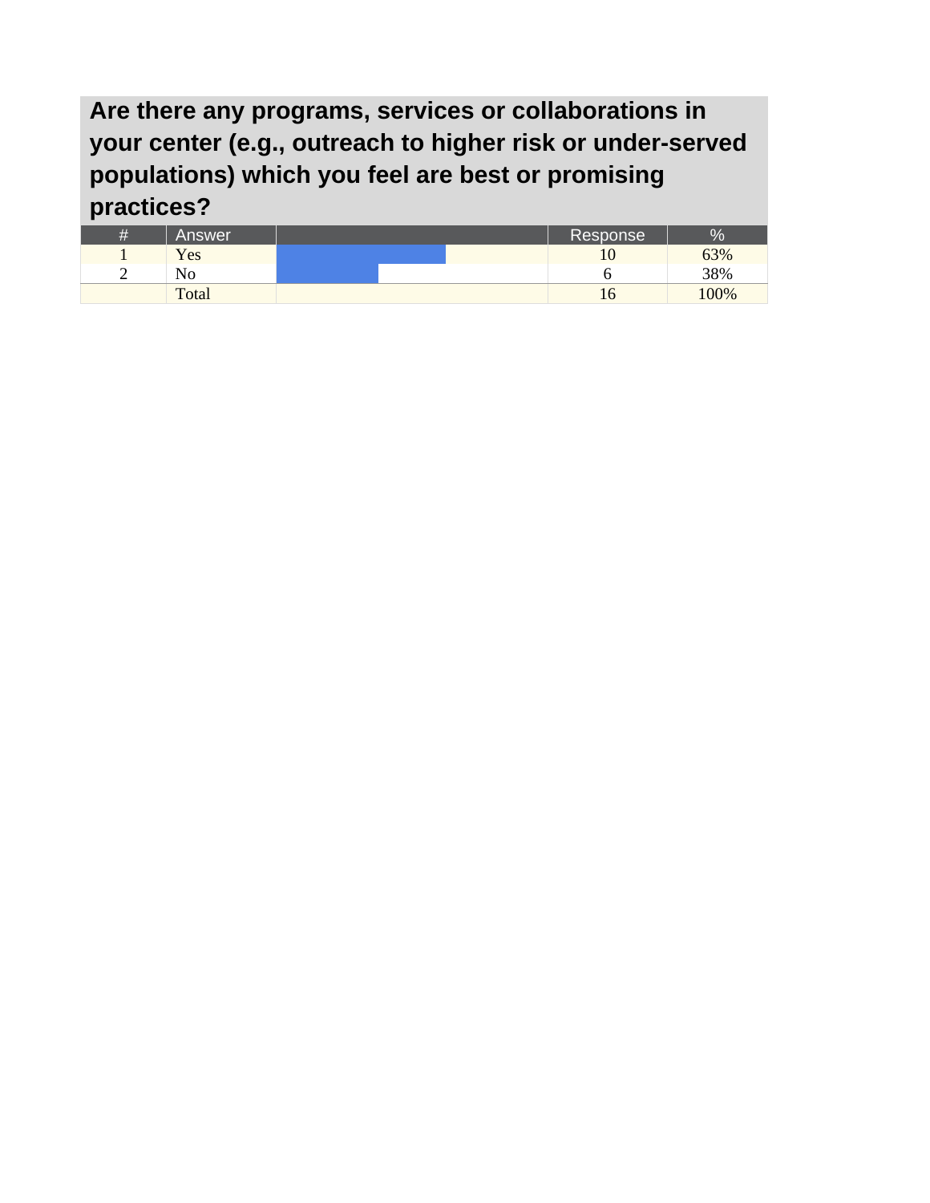## Are there any programs, services or collaborations in your center (e.g., outreach to higher risk or under-served populations) which you feel are best or promising practices?

| # | Answer | | Response | % |
|---|---|---|---|---|
| 1 | Yes | | 10 | 63% |
| 2 | No | | 6 | 38% |
| | Total | | 16 | 100% |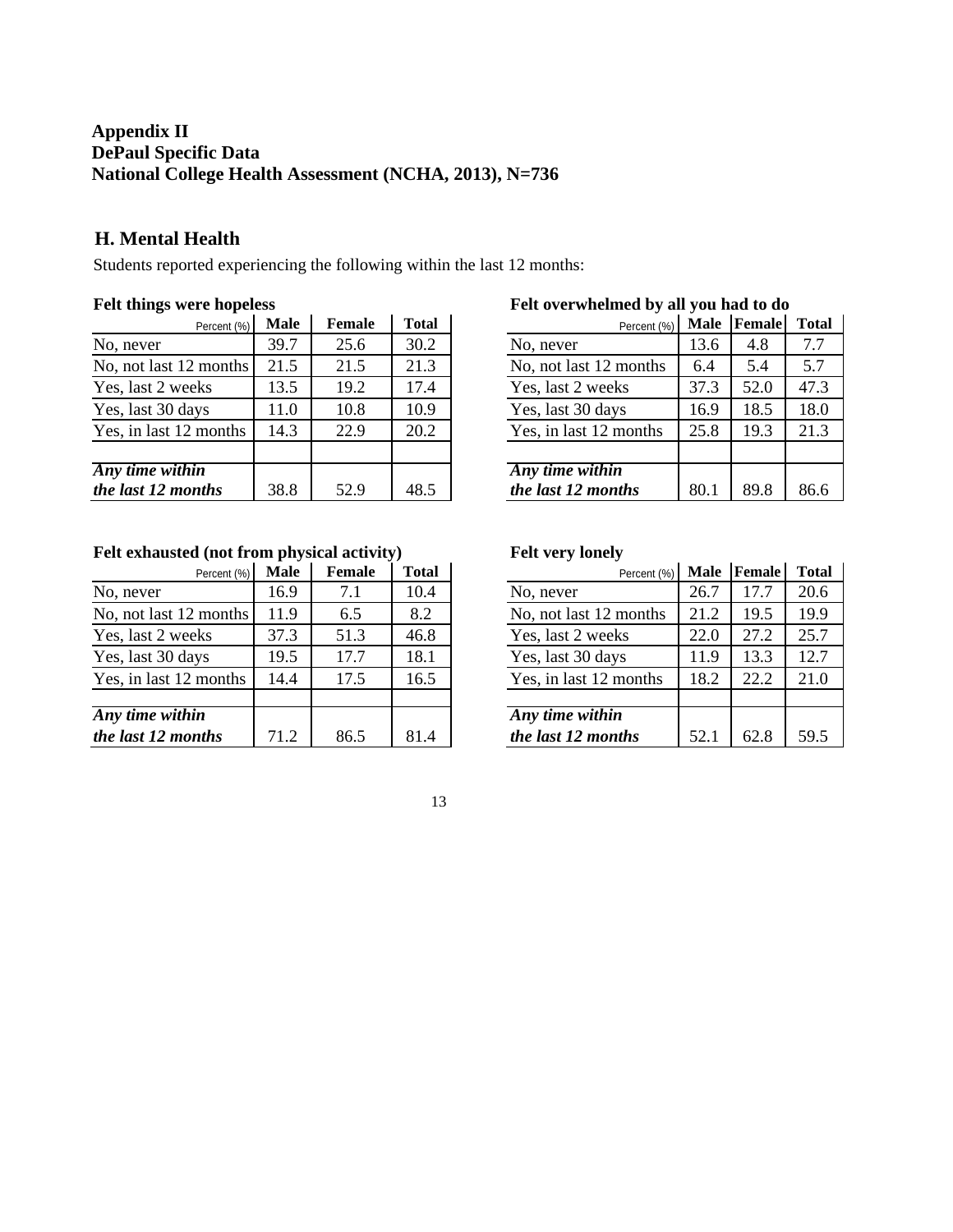**Appendix II**
**DePaul Specific Data**
**National College Health Assessment (NCHA, 2013), N=736**

## H. Mental Health

Students reported experiencing the following within the last 12 months:

**Felt things were hopeless**

| Percent (%) | Male | Female | Total |
|---|---|---|---|
| No, never | 39.7 | 25.6 | 30.2 |
| No, not last 12 months | 21.5 | 21.5 | 21.3 |
| Yes, last 2 weeks | 13.5 | 19.2 | 17.4 |
| Yes, last 30 days | 11.0 | 10.8 | 10.9 |
| Yes, in last 12 months | 14.3 | 22.9 | 20.2 |
| | | | |
| ***Any time within the last 12 months*** | 38.8 | 52.9 | 48.5 |

**Felt overwhelmed by all you had to do**

| Percent (%) | Male | Female | Total |
|---|---|---|---|
| No, never | 13.6 | 4.8 | 7.7 |
| No, not last 12 months | 6.4 | 5.4 | 5.7 |
| Yes, last 2 weeks | 37.3 | 52.0 | 47.3 |
| Yes, last 30 days | 16.9 | 18.5 | 18.0 |
| Yes, in last 12 months | 25.8 | 19.3 | 21.3 |
| | | | |
| ***Any time within the last 12 months*** | 80.1 | 89.8 | 86.6 |

**Felt exhausted (not from physical activity)**

| Percent (%) | Male | Female | Total |
|---|---|---|---|
| No, never | 16.9 | 7.1 | 10.4 |
| No, not last 12 months | 11.9 | 6.5 | 8.2 |
| Yes, last 2 weeks | 37.3 | 51.3 | 46.8 |
| Yes, last 30 days | 19.5 | 17.7 | 18.1 |
| Yes, in last 12 months | 14.4 | 17.5 | 16.5 |
| | | | |
| ***Any time within the last 12 months*** | 71.2 | 86.5 | 81.4 |

**Felt very lonely**

| Percent (%) | Male | Female | Total |
|---|---|---|---|
| No, never | 26.7 | 17.7 | 20.6 |
| No, not last 12 months | 21.2 | 19.5 | 19.9 |
| Yes, last 2 weeks | 22.0 | 27.2 | 25.7 |
| Yes, last 30 days | 11.9 | 13.3 | 12.7 |
| Yes, in last 12 months | 18.2 | 22.2 | 21.0 |
| | | | |
| ***Any time within the last 12 months*** | 52.1 | 62.8 | 59.5 |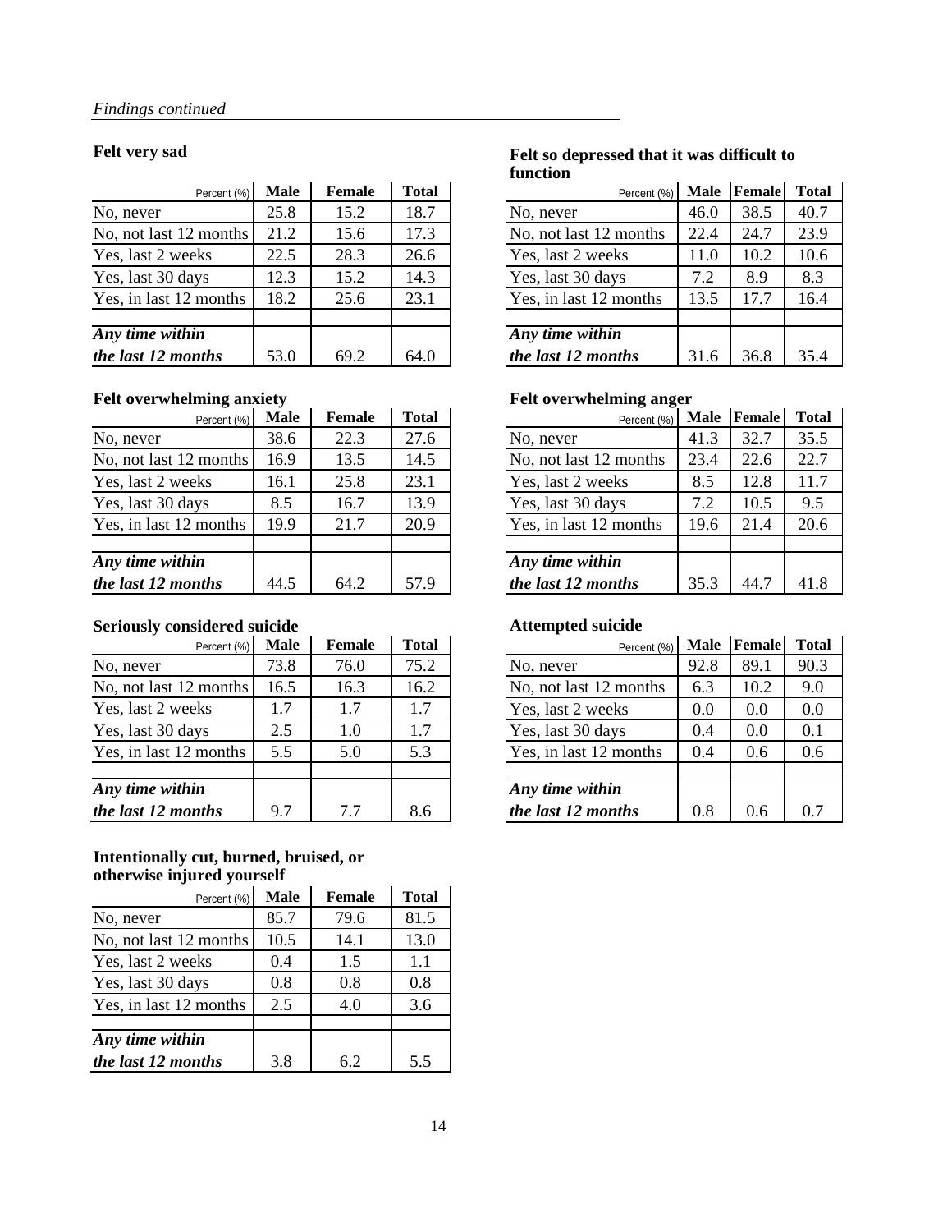*Findings continued*

### Felt very sad

| Percent (%) | Male | Female | Total |
|---|---|---|---|
| No, never | 25.8 | 15.2 | 18.7 |
| No, not last 12 months | 21.2 | 15.6 | 17.3 |
| Yes, last 2 weeks | 22.5 | 28.3 | 26.6 |
| Yes, last 30 days | 12.3 | 15.2 | 14.3 |
| Yes, in last 12 months | 18.2 | 25.6 | 23.1 |
| | | | |
| ***Any time within the last 12 months*** | 53.0 | 69.2 | 64.0 |

### Felt so depressed that it was difficult to function

| Percent (%) | Male | Female | Total |
|---|---|---|---|
| No, never | 46.0 | 38.5 | 40.7 |
| No, not last 12 months | 22.4 | 24.7 | 23.9 |
| Yes, last 2 weeks | 11.0 | 10.2 | 10.6 |
| Yes, last 30 days | 7.2 | 8.9 | 8.3 |
| Yes, in last 12 months | 13.5 | 17.7 | 16.4 |
| | | | |
| ***Any time within the last 12 months*** | 31.6 | 36.8 | 35.4 |

### Felt overwhelming anxiety

| Percent (%) | Male | Female | Total |
|---|---|---|---|
| No, never | 38.6 | 22.3 | 27.6 |
| No, not last 12 months | 16.9 | 13.5 | 14.5 |
| Yes, last 2 weeks | 16.1 | 25.8 | 23.1 |
| Yes, last 30 days | 8.5 | 16.7 | 13.9 |
| Yes, in last 12 months | 19.9 | 21.7 | 20.9 |
| | | | |
| ***Any time within the last 12 months*** | 44.5 | 64.2 | 57.9 |

### Felt overwhelming anger

| Percent (%) | Male | Female | Total |
|---|---|---|---|
| No, never | 41.3 | 32.7 | 35.5 |
| No, not last 12 months | 23.4 | 22.6 | 22.7 |
| Yes, last 2 weeks | 8.5 | 12.8 | 11.7 |
| Yes, last 30 days | 7.2 | 10.5 | 9.5 |
| Yes, in last 12 months | 19.6 | 21.4 | 20.6 |
| | | | |
| ***Any time within the last 12 months*** | 35.3 | 44.7 | 41.8 |

### Seriously considered suicide

| Percent (%) | Male | Female | Total |
|---|---|---|---|
| No, never | 73.8 | 76.0 | 75.2 |
| No, not last 12 months | 16.5 | 16.3 | 16.2 |
| Yes, last 2 weeks | 1.7 | 1.7 | 1.7 |
| Yes, last 30 days | 2.5 | 1.0 | 1.7 |
| Yes, in last 12 months | 5.5 | 5.0 | 5.3 |
| | | | |
| ***Any time within the last 12 months*** | 9.7 | 7.7 | 8.6 |

### Attempted suicide

| Percent (%) | Male | Female | Total |
|---|---|---|---|
| No, never | 92.8 | 89.1 | 90.3 |
| No, not last 12 months | 6.3 | 10.2 | 9.0 |
| Yes, last 2 weeks | 0.0 | 0.0 | 0.0 |
| Yes, last 30 days | 0.4 | 0.0 | 0.1 |
| Yes, in last 12 months | 0.4 | 0.6 | 0.6 |
| | | | |
| ***Any time within the last 12 months*** | 0.8 | 0.6 | 0.7 |

### Intentionally cut, burned, bruised, or otherwise injured yourself

| Percent (%) | Male | Female | Total |
|---|---|---|---|
| No, never | 85.7 | 79.6 | 81.5 |
| No, not last 12 months | 10.5 | 14.1 | 13.0 |
| Yes, last 2 weeks | 0.4 | 1.5 | 1.1 |
| Yes, last 30 days | 0.8 | 0.8 | 0.8 |
| Yes, in last 12 months | 2.5 | 4.0 | 3.6 |
| | | | |
| ***Any time within the last 12 months*** | 3.8 | 6.2 | 5.5 |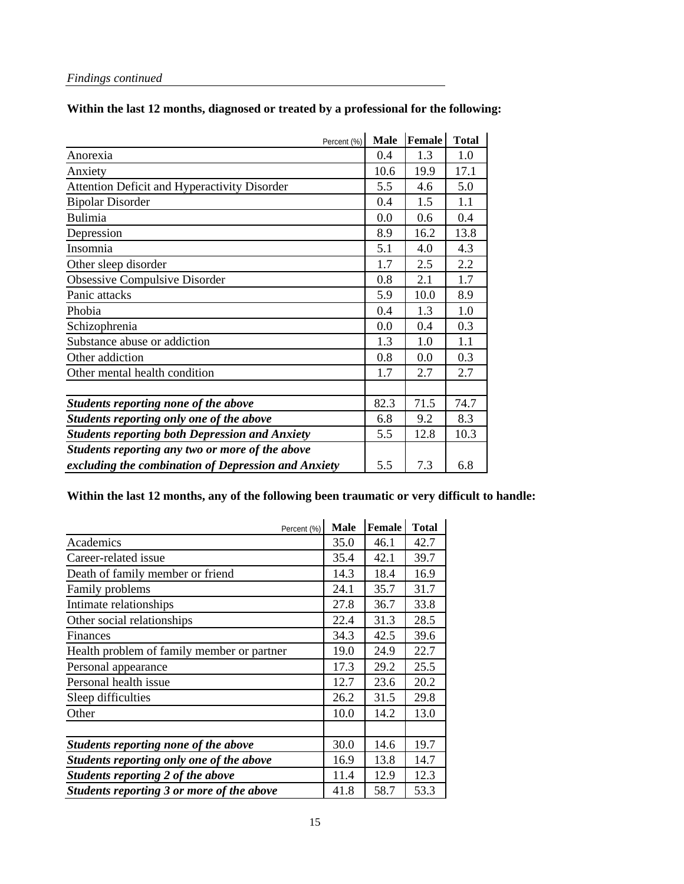*Findings continued*

**Within the last 12 months, diagnosed or treated by a professional for the following:**

| Percent (%) | Male | Female | Total |
|---|---|---|---|
| Anorexia | 0.4 | 1.3 | 1.0 |
| Anxiety | 10.6 | 19.9 | 17.1 |
| Attention Deficit and Hyperactivity Disorder | 5.5 | 4.6 | 5.0 |
| Bipolar Disorder | 0.4 | 1.5 | 1.1 |
| Bulimia | 0.0 | 0.6 | 0.4 |
| Depression | 8.9 | 16.2 | 13.8 |
| Insomnia | 5.1 | 4.0 | 4.3 |
| Other sleep disorder | 1.7 | 2.5 | 2.2 |
| Obsessive Compulsive Disorder | 0.8 | 2.1 | 1.7 |
| Panic attacks | 5.9 | 10.0 | 8.9 |
| Phobia | 0.4 | 1.3 | 1.0 |
| Schizophrenia | 0.0 | 0.4 | 0.3 |
| Substance abuse or addiction | 1.3 | 1.0 | 1.1 |
| Other addiction | 0.8 | 0.0 | 0.3 |
| Other mental health condition | 1.7 | 2.7 | 2.7 |
| | | | |
| ***Students reporting none of the above*** | 82.3 | 71.5 | 74.7 |
| ***Students reporting only one of the above*** | 6.8 | 9.2 | 8.3 |
| ***Students reporting both Depression and Anxiety*** | 5.5 | 12.8 | 10.3 |
| ***Students reporting any two or more of the above excluding the combination of Depression and Anxiety*** | 5.5 | 7.3 | 6.8 |

**Within the last 12 months, any of the following been traumatic or very difficult to handle:**

| Percent (%) | Male | Female | Total |
|---|---|---|---|
| Academics | 35.0 | 46.1 | 42.7 |
| Career-related issue | 35.4 | 42.1 | 39.7 |
| Death of family member or friend | 14.3 | 18.4 | 16.9 |
| Family problems | 24.1 | 35.7 | 31.7 |
| Intimate relationships | 27.8 | 36.7 | 33.8 |
| Other social relationships | 22.4 | 31.3 | 28.5 |
| Finances | 34.3 | 42.5 | 39.6 |
| Health problem of family member or partner | 19.0 | 24.9 | 22.7 |
| Personal appearance | 17.3 | 29.2 | 25.5 |
| Personal health issue | 12.7 | 23.6 | 20.2 |
| Sleep difficulties | 26.2 | 31.5 | 29.8 |
| Other | 10.0 | 14.2 | 13.0 |
| | | | |
| ***Students reporting none of the above*** | 30.0 | 14.6 | 19.7 |
| ***Students reporting only one of the above*** | 16.9 | 13.8 | 14.7 |
| ***Students reporting 2 of the above*** | 11.4 | 12.9 | 12.3 |
| ***Students reporting 3 or more of the above*** | 41.8 | 58.7 | 53.3 |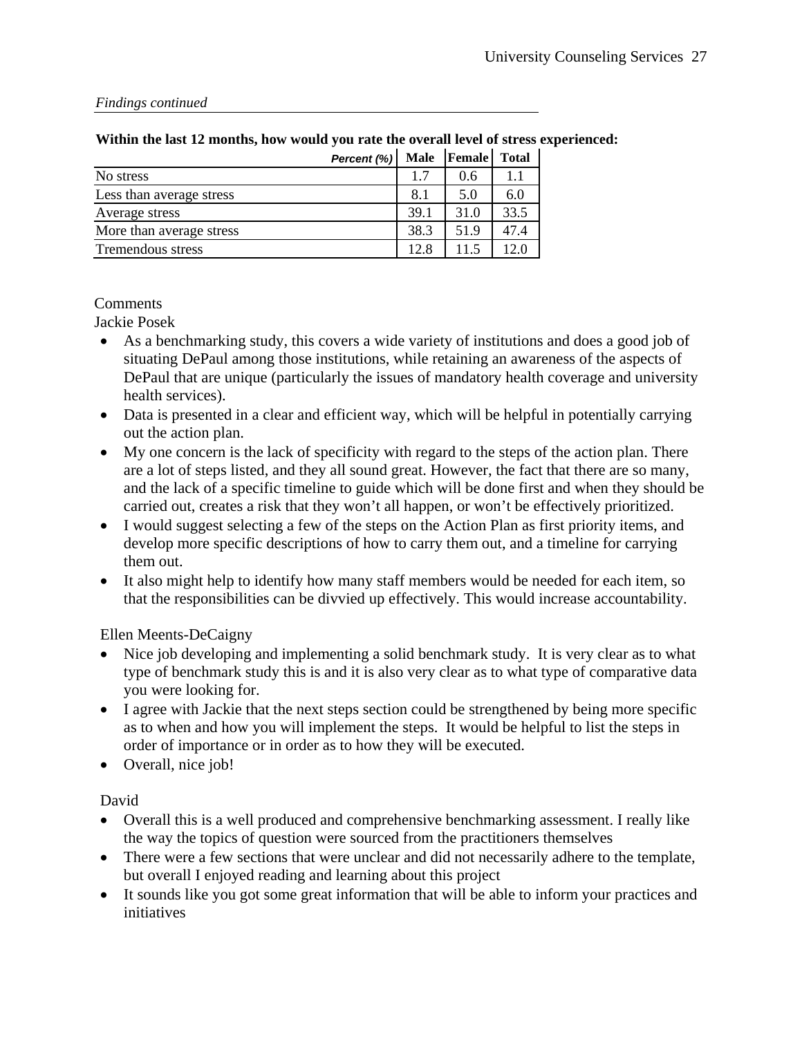*Findings continued*

**Within the last 12 months, how would you rate the overall level of stress experienced:**

| *Percent (%)* | Male | Female | Total |
|---|---|---|---|
| No stress | 1.7 | 0.6 | 1.1 |
| Less than average stress | 8.1 | 5.0 | 6.0 |
| Average stress | 39.1 | 31.0 | 33.5 |
| More than average stress | 38.3 | 51.9 | 47.4 |
| Tremendous stress | 12.8 | 11.5 | 12.0 |

Comments

Jackie Posek

- As a benchmarking study, this covers a wide variety of institutions and does a good job of situating DePaul among those institutions, while retaining an awareness of the aspects of DePaul that are unique (particularly the issues of mandatory health coverage and university health services).
- Data is presented in a clear and efficient way, which will be helpful in potentially carrying out the action plan.
- My one concern is the lack of specificity with regard to the steps of the action plan. There are a lot of steps listed, and they all sound great. However, the fact that there are so many, and the lack of a specific timeline to guide which will be done first and when they should be carried out, creates a risk that they won't all happen, or won't be effectively prioritized.
- I would suggest selecting a few of the steps on the Action Plan as first priority items, and develop more specific descriptions of how to carry them out, and a timeline for carrying them out.
- It also might help to identify how many staff members would be needed for each item, so that the responsibilities can be divvied up effectively. This would increase accountability.

Ellen Meents-DeCaigny

- Nice job developing and implementing a solid benchmark study. It is very clear as to what type of benchmark study this is and it is also very clear as to what type of comparative data you were looking for.
- I agree with Jackie that the next steps section could be strengthened by being more specific as to when and how you will implement the steps. It would be helpful to list the steps in order of importance or in order as to how they will be executed.
- Overall, nice job!

David

- Overall this is a well produced and comprehensive benchmarking assessment. I really like the way the topics of question were sourced from the practitioners themselves
- There were a few sections that were unclear and did not necessarily adhere to the template, but overall I enjoyed reading and learning about this project
- It sounds like you got some great information that will be able to inform your practices and initiatives